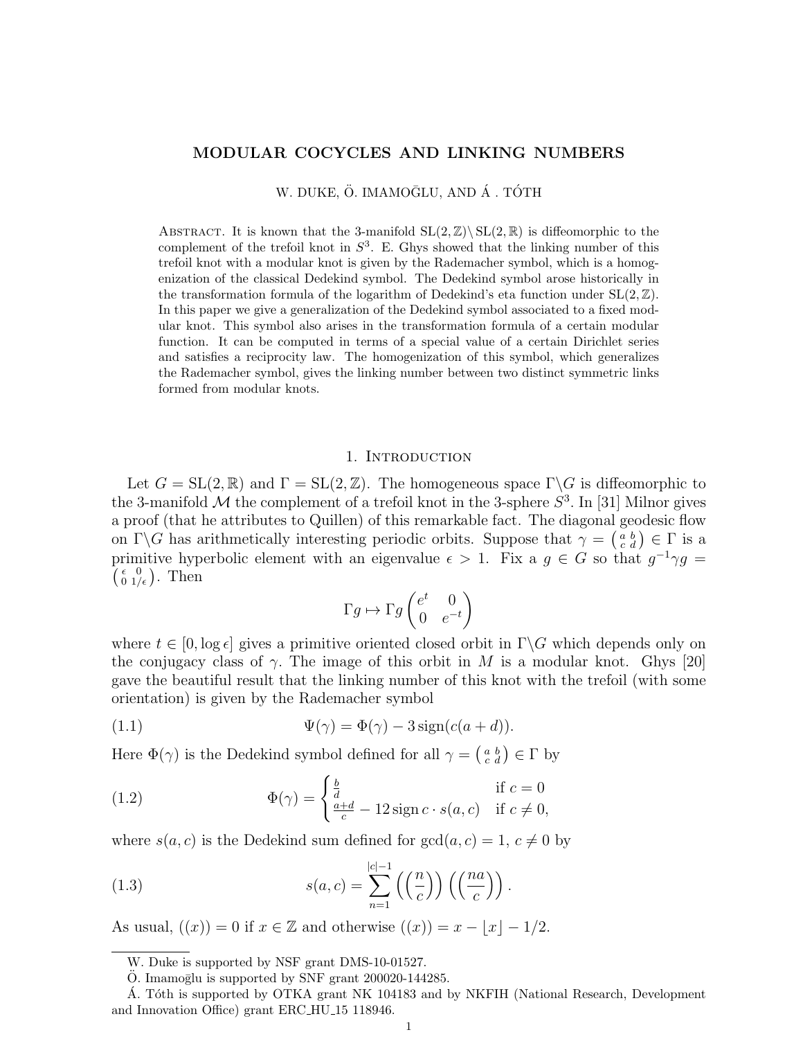# MODULAR COCYCLES AND LINKING NUMBERS

W. DUKE, Ö. IMAMOḠLU, AND Á . TÓTH

Abstract. It is known that the 3-manifold $\mathrm{SL}(2,\mathbb{Z})\backslash \mathrm{SL}(2,\mathbb{R})$ is diffeomorphic to the complement of the trefoil knot in $S^3$. E. Ghys showed that the linking number of this trefoil knot with a modular knot is given by the Rademacher symbol, which is a homogenization of the classical Dedekind symbol. The Dedekind symbol arose historically in the transformation formula of the logarithm of Dedekind's eta function under $\mathrm{SL}(2,\mathbb{Z})$. In this paper we give a generalization of the Dedekind symbol associated to a fixed modular knot. This symbol also arises in the transformation formula of a certain modular function. It can be computed in terms of a special value of a certain Dirichlet series and satisfies a reciprocity law. The homogenization of this symbol, which generalizes the Rademacher symbol, gives the linking number between two distinct symmetric links formed from modular knots.

## 1. Introduction

Let $G = \mathrm{SL}(2,\mathbb{R})$ and $\Gamma = \mathrm{SL}(2,\mathbb{Z})$. The homogeneous space $\Gamma\backslash G$ is diffeomorphic to the 3-manifold $\mathcal{M}$ the complement of a trefoil knot in the 3-sphere $S^3$. In [31] Milnor gives a proof (that he attributes to Quillen) of this remarkable fact. The diagonal geodesic flow on $\Gamma\backslash G$ has arithmetically interesting periodic orbits. Suppose that $\gamma = \left(\begin{smallmatrix} a & b \\ c & d \end{smallmatrix}\right) \in \Gamma$ is a primitive hyperbolic element with an eigenvalue $\epsilon > 1$. Fix a $g \in G$ so that $g^{-1}\gamma g = \left(\begin{smallmatrix} \epsilon & 0 \\ 0 & 1/\epsilon \end{smallmatrix}\right)$. Then

$$\Gamma g \mapsto \Gamma g \begin{pmatrix} e^t & 0 \\ 0 & e^{-t} \end{pmatrix}$$

where $t \in [0, \log \epsilon]$ gives a primitive oriented closed orbit in $\Gamma\backslash G$ which depends only on the conjugacy class of $\gamma$. The image of this orbit in $M$ is a modular knot. Ghys [20] gave the beautiful result that the linking number of this knot with the trefoil (with some orientation) is given by the Rademacher symbol

$$\Psi(\gamma) = \Phi(\gamma) - 3\,\mathrm{sign}(c(a+d)). \tag{1.1}$$

Here $\Phi(\gamma)$ is the Dedekind symbol defined for all $\gamma = \left(\begin{smallmatrix} a & b \\ c & d \end{smallmatrix}\right) \in \Gamma$ by

$$\Phi(\gamma) = \begin{cases} \frac{b}{d} & \text{if } c = 0 \\ \frac{a+d}{c} - 12\,\mathrm{sign}\, c \cdot s(a,c) & \text{if } c \neq 0, \end{cases} \tag{1.2}$$

where $s(a,c)$ is the Dedekind sum defined for $\gcd(a,c) = 1$, $c \neq 0$ by

$$s(a,c) = \sum_{n=1}^{|c|-1} \left(\left(\frac{n}{c}\right)\right) \left(\left(\frac{na}{c}\right)\right). \tag{1.3}$$

As usual, $((x)) = 0$ if $x \in \mathbb{Z}$ and otherwise $((x)) = x - \lfloor x \rfloor - 1/2$.

---

W. Duke is supported by NSF grant DMS-10-01527.

Ö. Imamoḡlu is supported by SNF grant 200020-144285.

Á. Tóth is supported by OTKA grant NK 104183 and by NKFIH (National Research, Development and Innovation Office) grant ERC_HU_15 118946.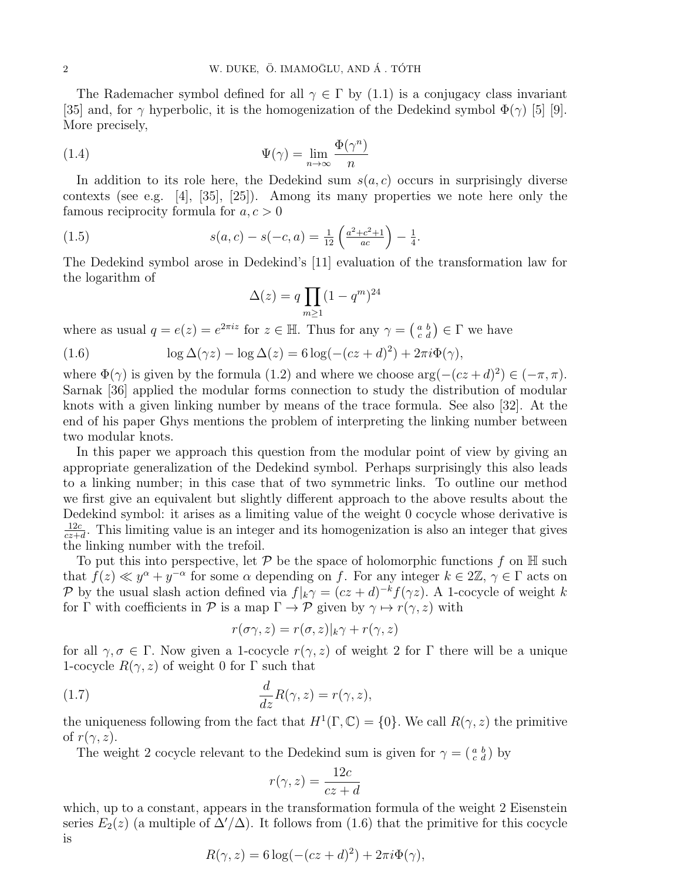The Rademacher symbol defined for all $\gamma \in \Gamma$ by (1.1) is a conjugacy class invariant [35] and, for $\gamma$ hyperbolic, it is the homogenization of the Dedekind symbol $\Phi(\gamma)$ [5] [9]. More precisely,

$$\Psi(\gamma) = \lim_{n\to\infty} \frac{\Phi(\gamma^n)}{n} \tag{1.4}$$

In addition to its role here, the Dedekind sum $s(a, c)$ occurs in surprisingly diverse contexts (see e.g. [4], [35], [25]). Among its many properties we note here only the famous reciprocity formula for $a, c > 0$

$$s(a, c) - s(-c, a) = \tfrac{1}{12}\left(\tfrac{a^2+c^2+1}{ac}\right) - \tfrac{1}{4}. \tag{1.5}$$

The Dedekind symbol arose in Dedekind's [11] evaluation of the transformation law for the logarithm of

$$\Delta(z) = q \prod_{m\geq 1}(1-q^m)^{24}$$

where as usual $q = e(z) = e^{2\pi i z}$ for $z \in \mathbb{H}$. Thus for any $\gamma = \left(\begin{smallmatrix} a & b \\ c & d \end{smallmatrix}\right) \in \Gamma$ we have

$$\log \Delta(\gamma z) - \log \Delta(z) = 6\log(-(cz+d)^2) + 2\pi i \Phi(\gamma), \tag{1.6}$$

where $\Phi(\gamma)$ is given by the formula (1.2) and where we choose $\arg(-(cz+d)^2) \in (-\pi, \pi)$. Sarnak [36] applied the modular forms connection to study the distribution of modular knots with a given linking number by means of the trace formula. See also [32]. At the end of his paper Ghys mentions the problem of interpreting the linking number between two modular knots.

In this paper we approach this question from the modular point of view by giving an appropriate generalization of the Dedekind symbol. Perhaps surprisingly this also leads to a linking number; in this case that of two symmetric links. To outline our method we first give an equivalent but slightly different approach to the above results about the Dedekind symbol: it arises as a limiting value of the weight 0 cocycle whose derivative is $\frac{12c}{cz+d}$. This limiting value is an integer and its homogenization is also an integer that gives the linking number with the trefoil.

To put this into perspective, let $\mathcal{P}$ be the space of holomorphic functions $f$ on $\mathbb{H}$ such that $f(z) \ll y^{\alpha} + y^{-\alpha}$ for some $\alpha$ depending on $f$. For any integer $k \in 2\mathbb{Z}$, $\gamma \in \Gamma$ acts on $\mathcal{P}$ by the usual slash action defined via $f|_k\gamma = (cz+d)^{-k} f(\gamma z)$. A 1-cocycle of weight $k$ for $\Gamma$ with coefficients in $\mathcal{P}$ is a map $\Gamma \to \mathcal{P}$ given by $\gamma \mapsto r(\gamma, z)$ with

$$r(\sigma\gamma, z) = r(\sigma, z)|_k\gamma + r(\gamma, z)$$

for all $\gamma, \sigma \in \Gamma$. Now given a 1-cocycle $r(\gamma, z)$ of weight 2 for $\Gamma$ there will be a unique 1-cocycle $R(\gamma, z)$ of weight 0 for $\Gamma$ such that

$$\frac{d}{dz} R(\gamma, z) = r(\gamma, z), \tag{1.7}$$

the uniqueness following from the fact that $H^1(\Gamma, \mathbb{C}) = \{0\}$. We call $R(\gamma, z)$ the primitive of $r(\gamma, z)$.

The weight 2 cocycle relevant to the Dedekind sum is given for $\gamma = \left(\begin{smallmatrix} a & b \\ c & d \end{smallmatrix}\right)$ by

$$r(\gamma, z) = \frac{12c}{cz+d}$$

which, up to a constant, appears in the transformation formula of the weight 2 Eisenstein series $E_2(z)$ (a multiple of $\Delta'/\Delta$). It follows from (1.6) that the primitive for this cocycle is

$$R(\gamma, z) = 6\log(-(cz+d)^2) + 2\pi i \Phi(\gamma),$$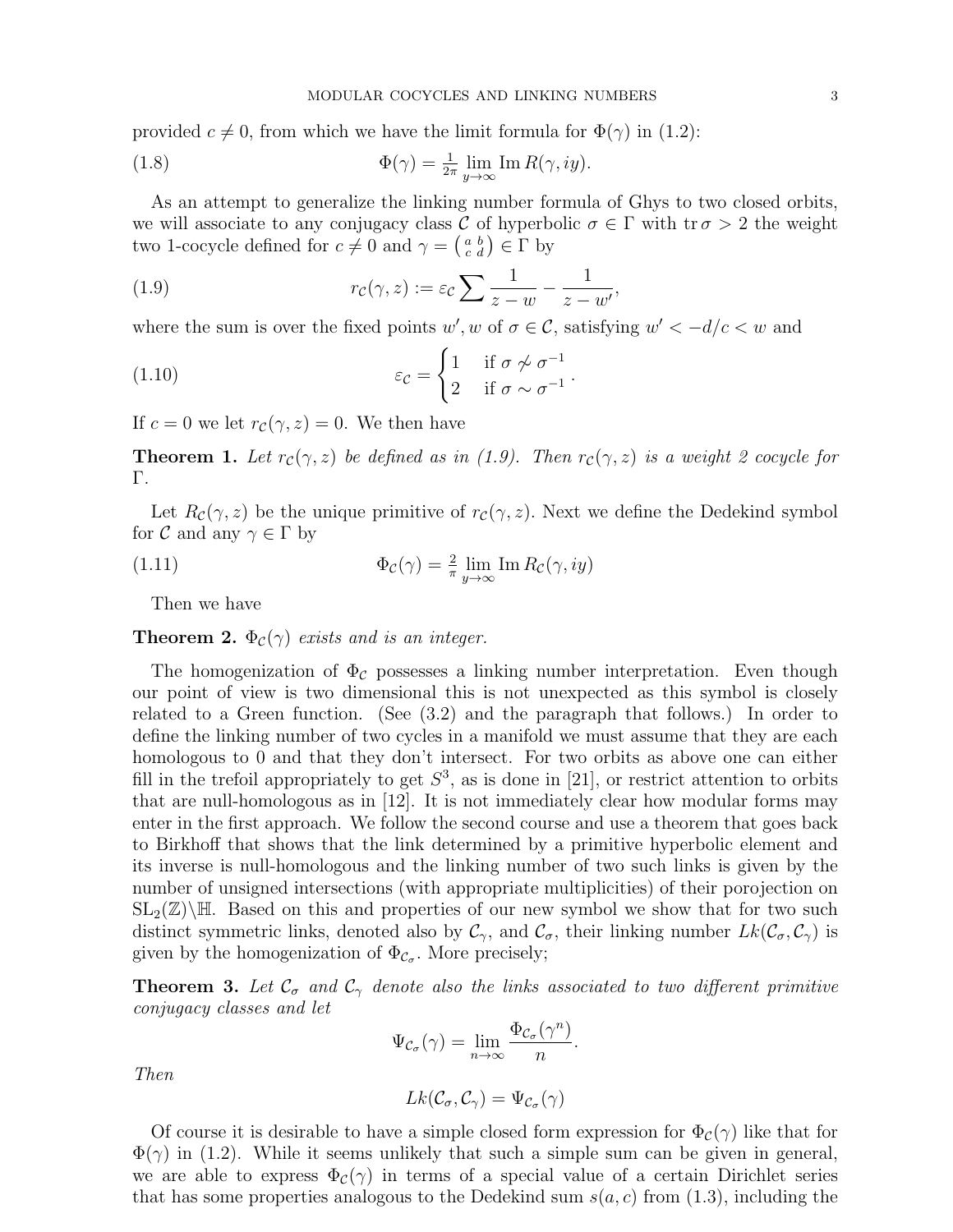provided $c \neq 0$, from which we have the limit formula for $\Phi(\gamma)$ in (1.2):

$$\Phi(\gamma) = \tfrac{1}{2\pi} \lim_{y\to\infty} \operatorname{Im} R(\gamma, iy). \tag{1.8}$$

As an attempt to generalize the linking number formula of Ghys to two closed orbits, we will associate to any conjugacy class $\mathcal{C}$ of hyperbolic $\sigma \in \Gamma$ with $\operatorname{tr}\sigma > 2$ the weight two 1-cocycle defined for $c \neq 0$ and $\gamma = \left(\begin{smallmatrix} a & b \\ c & d \end{smallmatrix}\right) \in \Gamma$ by

$$r_{\mathcal{C}}(\gamma, z) := \varepsilon_{\mathcal{C}} \sum \frac{1}{z-w} - \frac{1}{z-w'}, \tag{1.9}$$

where the sum is over the fixed points $w', w$ of $\sigma \in \mathcal{C}$, satisfying $w' < -d/c < w$ and

$$\varepsilon_{\mathcal{C}} = \begin{cases} 1 & \text{if } \sigma \not\sim \sigma^{-1} \\ 2 & \text{if } \sigma \sim \sigma^{-1} \end{cases}. \tag{1.10}$$

If $c = 0$ we let $r_{\mathcal{C}}(\gamma, z) = 0$. We then have

**Theorem 1.** *Let $r_{\mathcal{C}}(\gamma, z)$ be defined as in (1.9). Then $r_{\mathcal{C}}(\gamma, z)$ is a weight 2 cocycle for $\Gamma$.*

Let $R_{\mathcal{C}}(\gamma, z)$ be the unique primitive of $r_{\mathcal{C}}(\gamma, z)$. Next we define the Dedekind symbol for $\mathcal{C}$ and any $\gamma \in \Gamma$ by

$$\Phi_{\mathcal{C}}(\gamma) = \tfrac{2}{\pi} \lim_{y\to\infty} \operatorname{Im} R_{\mathcal{C}}(\gamma, iy) \tag{1.11}$$

Then we have

**Theorem 2.** *$\Phi_{\mathcal{C}}(\gamma)$ exists and is an integer.*

The homogenization of $\Phi_{\mathcal{C}}$ possesses a linking number interpretation. Even though our point of view is two dimensional this is not unexpected as this symbol is closely related to a Green function. (See (3.2) and the paragraph that follows.) In order to define the linking number of two cycles in a manifold we must assume that they are each homologous to 0 and that they don't intersect. For two orbits as above one can either fill in the trefoil appropriately to get $S^3$, as is done in [21], or restrict attention to orbits that are null-homologous as in [12]. It is not immediately clear how modular forms may enter in the first approach. We follow the second course and use a theorem that goes back to Birkhoff that shows that the link determined by a primitive hyperbolic element and its inverse is null-homologous and the linking number of two such links is given by the number of unsigned intersections (with appropriate multiplicities) of their porojection on $\mathrm{SL}_2(\mathbb{Z})\backslash\mathbb{H}$. Based on this and properties of our new symbol we show that for two such distinct symmetric links, denoted also by $\mathcal{C}_\gamma$, and $\mathcal{C}_\sigma$, their linking number $Lk(\mathcal{C}_\sigma, \mathcal{C}_\gamma)$ is given by the homogenization of $\Phi_{\mathcal{C}_\sigma}$. More precisely;

**Theorem 3.** *Let $\mathcal{C}_\sigma$ and $\mathcal{C}_\gamma$ denote also the links associated to two different primitive conjugacy classes and let*

$$\Psi_{\mathcal{C}_\sigma}(\gamma) = \lim_{n\to\infty} \frac{\Phi_{\mathcal{C}_\sigma}(\gamma^n)}{n}.$$

*Then*

$$Lk(\mathcal{C}_\sigma, \mathcal{C}_\gamma) = \Psi_{\mathcal{C}_\sigma}(\gamma)$$

Of course it is desirable to have a simple closed form expression for $\Phi_{\mathcal{C}}(\gamma)$ like that for $\Phi(\gamma)$ in (1.2). While it seems unlikely that such a simple sum can be given in general, we are able to express $\Phi_{\mathcal{C}}(\gamma)$ in terms of a special value of a certain Dirichlet series that has some properties analogous to the Dedekind sum $s(a, c)$ from (1.3), including the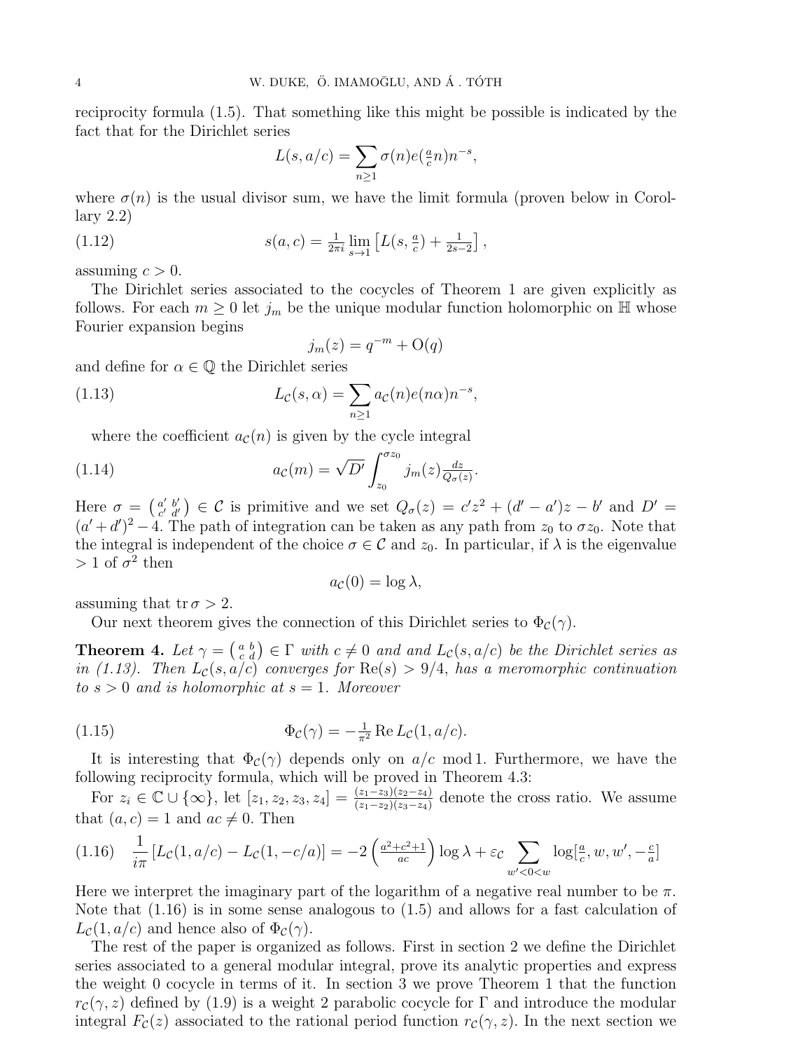reciprocity formula (1.5). That something like this might be possible is indicated by the fact that for the Dirichlet series

$$L(s, a/c) = \sum_{n \geq 1} \sigma(n) e(\tfrac{a}{c} n) n^{-s},$$

where $\sigma(n)$ is the usual divisor sum, we have the limit formula (proven below in Corollary 2.2)

$$s(a,c) = \tfrac{1}{2\pi i} \lim_{s \to 1} \left[ L(s, \tfrac{a}{c}) + \tfrac{1}{2s-2} \right], \tag{1.12}$$

assuming $c > 0$.

The Dirichlet series associated to the cocycles of Theorem 1 are given explicitly as follows. For each $m \geq 0$ let $j_m$ be the unique modular function holomorphic on $\mathbb{H}$ whose Fourier expansion begins

$$j_m(z) = q^{-m} + \mathrm{O}(q)$$

and define for $\alpha \in \mathbb{Q}$ the Dirichlet series

$$L_{\mathcal{C}}(s, \alpha) = \sum_{n \geq 1} a_{\mathcal{C}}(n) e(n\alpha) n^{-s}, \tag{1.13}$$

where the coefficient $a_{\mathcal{C}}(n)$ is given by the cycle integral

$$a_{\mathcal{C}}(m) = \sqrt{D'} \int_{z_0}^{\sigma z_0} j_m(z) \tfrac{dz}{Q_\sigma(z)}. \tag{1.14}$$

Here $\sigma = \left(\begin{smallmatrix} a' & b' \\ c' & d' \end{smallmatrix}\right) \in \mathcal{C}$ is primitive and we set $Q_\sigma(z) = c'z^2 + (d' - a')z - b'$ and $D' = (a' + d')^2 - 4$. The path of integration can be taken as any path from $z_0$ to $\sigma z_0$. Note that the integral is independent of the choice $\sigma \in \mathcal{C}$ and $z_0$. In particular, if $\lambda$ is the eigenvalue $> 1$ of $\sigma^2$ then

$$a_{\mathcal{C}}(0) = \log \lambda,$$

assuming that $\operatorname{tr} \sigma > 2$.

Our next theorem gives the connection of this Dirichlet series to $\Phi_{\mathcal{C}}(\gamma)$.

**Theorem 4.** *Let $\gamma = \left(\begin{smallmatrix} a & b \\ c & d \end{smallmatrix}\right) \in \Gamma$ with $c \neq 0$ and and $L_{\mathcal{C}}(s, a/c)$ be the Dirichlet series as in (1.13). Then $L_{\mathcal{C}}(s, a/c)$ converges for $\operatorname{Re}(s) > 9/4$, has a meromorphic continuation to $s > 0$ and is holomorphic at $s = 1$. Moreover*

$$\Phi_{\mathcal{C}}(\gamma) = -\tfrac{1}{\pi^2} \operatorname{Re} L_{\mathcal{C}}(1, a/c). \tag{1.15}$$

It is interesting that $\Phi_{\mathcal{C}}(\gamma)$ depends only on $a/c \bmod 1$. Furthermore, we have the following reciprocity formula, which will be proved in Theorem 4.3:

For $z_i \in \mathbb{C} \cup \{\infty\}$, let $[z_1, z_2, z_3, z_4] = \frac{(z_1 - z_3)(z_2 - z_4)}{(z_1 - z_2)(z_3 - z_4)}$ denote the cross ratio. We assume that $(a, c) = 1$ and $ac \neq 0$. Then

$$\frac{1}{i\pi} \left[ L_{\mathcal{C}}(1, a/c) - L_{\mathcal{C}}(1, -c/a) \right] = -2 \left( \tfrac{a^2 + c^2 + 1}{ac} \right) \log \lambda + \varepsilon_{\mathcal{C}} \sum_{w' < 0 < w} \log[\tfrac{a}{c}, w, w', -\tfrac{c}{a}] \tag{1.16}$$

Here we interpret the imaginary part of the logarithm of a negative real number to be $\pi$. Note that (1.16) is in some sense analogous to (1.5) and allows for a fast calculation of $L_{\mathcal{C}}(1, a/c)$ and hence also of $\Phi_{\mathcal{C}}(\gamma)$.

The rest of the paper is organized as follows. First in section 2 we define the Dirichlet series associated to a general modular integral, prove its analytic properties and express the weight 0 cocycle in terms of it. In section 3 we prove Theorem 1 that the function $r_{\mathcal{C}}(\gamma, z)$ defined by (1.9) is a weight 2 parabolic cocycle for $\Gamma$ and introduce the modular integral $F_{\mathcal{C}}(z)$ associated to the rational period function $r_{\mathcal{C}}(\gamma, z)$. In the next section we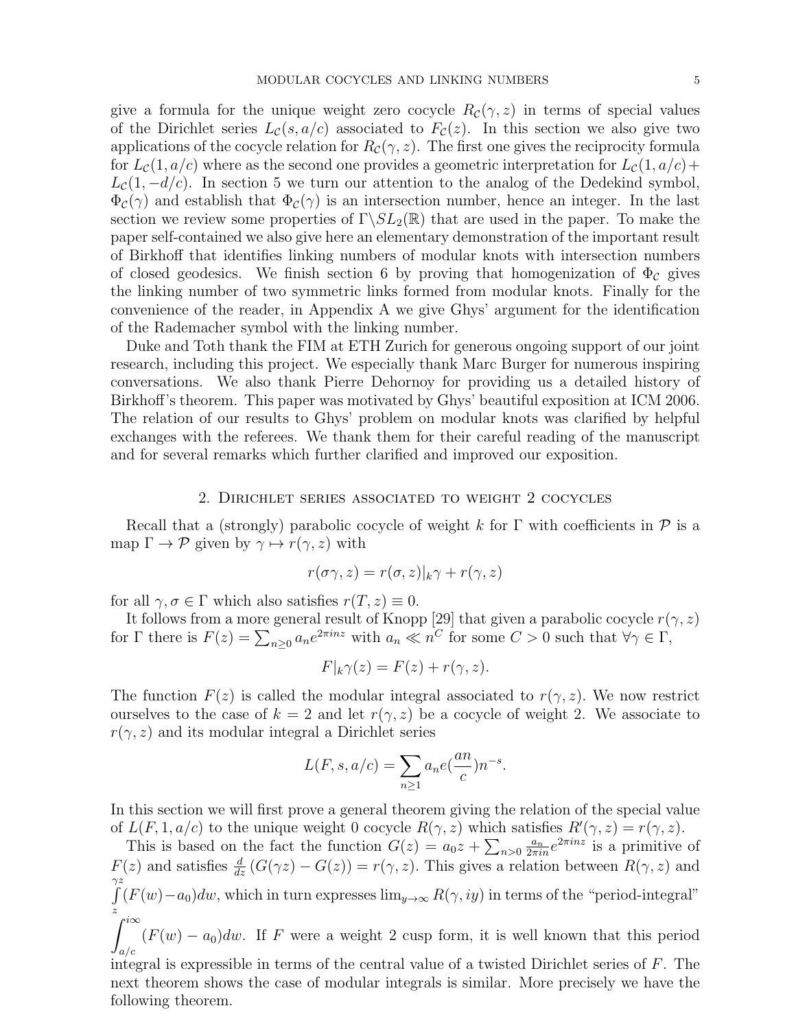give a formula for the unique weight zero cocycle $R_{\mathcal{C}}(\gamma, z)$ in terms of special values of the Dirichlet series $L_{\mathcal{C}}(s, a/c)$ associated to $F_{\mathcal{C}}(z)$. In this section we also give two applications of the cocycle relation for $R_{\mathcal{C}}(\gamma, z)$. The first one gives the reciprocity formula for $L_{\mathcal{C}}(1, a/c)$ where as the second one provides a geometric interpretation for $L_{\mathcal{C}}(1, a/c) + L_{\mathcal{C}}(1, -d/c)$. In section 5 we turn our attention to the analog of the Dedekind symbol, $\Phi_{\mathcal{C}}(\gamma)$ and establish that $\Phi_{\mathcal{C}}(\gamma)$ is an intersection number, hence an integer. In the last section we review some properties of $\Gamma\backslash SL_2(\mathbb{R})$ that are used in the paper. To make the paper self-contained we also give here an elementary demonstration of the important result of Birkhoff that identifies linking numbers of modular knots with intersection numbers of closed geodesics. We finish section 6 by proving that homogenization of $\Phi_{\mathcal{C}}$ gives the linking number of two symmetric links formed from modular knots. Finally for the convenience of the reader, in Appendix A we give Ghys' argument for the identification of the Rademacher symbol with the linking number.

Duke and Toth thank the FIM at ETH Zurich for generous ongoing support of our joint research, including this project. We especially thank Marc Burger for numerous inspiring conversations. We also thank Pierre Dehornoy for providing us a detailed history of Birkhoff's theorem. This paper was motivated by Ghys' beautiful exposition at ICM 2006. The relation of our results to Ghys' problem on modular knots was clarified by helpful exchanges with the referees. We thank them for their careful reading of the manuscript and for several remarks which further clarified and improved our exposition.

## 2. Dirichlet series associated to weight 2 cocycles

Recall that a (strongly) parabolic cocycle of weight $k$ for $\Gamma$ with coefficients in $\mathcal{P}$ is a map $\Gamma \to \mathcal{P}$ given by $\gamma \mapsto r(\gamma, z)$ with

$$r(\sigma\gamma, z) = r(\sigma, z)|_k\gamma + r(\gamma, z)$$

for all $\gamma, \sigma \in \Gamma$ which also satisfies $r(T, z) \equiv 0$.

It follows from a more general result of Knopp [29] that given a parabolic cocycle $r(\gamma, z)$ for $\Gamma$ there is $F(z) = \sum_{n\geq 0} a_n e^{2\pi i n z}$ with $a_n \ll n^C$ for some $C > 0$ such that $\forall \gamma \in \Gamma$,

$$F|_k\gamma(z) = F(z) + r(\gamma, z).$$

The function $F(z)$ is called the modular integral associated to $r(\gamma, z)$. We now restrict ourselves to the case of $k = 2$ and let $r(\gamma, z)$ be a cocycle of weight 2. We associate to $r(\gamma, z)$ and its modular integral a Dirichlet series

$$L(F, s, a/c) = \sum_{n\geq 1} a_n e(\frac{an}{c}) n^{-s}.$$

In this section we will first prove a general theorem giving the relation of the special value of $L(F, 1, a/c)$ to the unique weight 0 cocycle $R(\gamma, z)$ which satisfies $R'(\gamma, z) = r(\gamma, z)$.

This is based on the fact the function $G(z) = a_0 z + \sum_{n>0} \frac{a_n}{2\pi i n} e^{2\pi i n z}$ is a primitive of $F(z)$ and satisfies $\frac{d}{dz}\left(G(\gamma z) - G(z)\right) = r(\gamma, z)$. This gives a relation between $R(\gamma, z)$ and $\int_z^{\gamma z} (F(w) - a_0) dw$, which in turn expresses $\lim_{y\to\infty} R(\gamma, iy)$ in terms of the "period-integral" $\int_{a/c}^{i\infty} (F(w) - a_0) dw$. If $F$ were a weight 2 cusp form, it is well known that this period integral is expressible in terms of the central value of a twisted Dirichlet series of $F$. The next theorem shows the case of modular integrals is similar. More precisely we have the following theorem.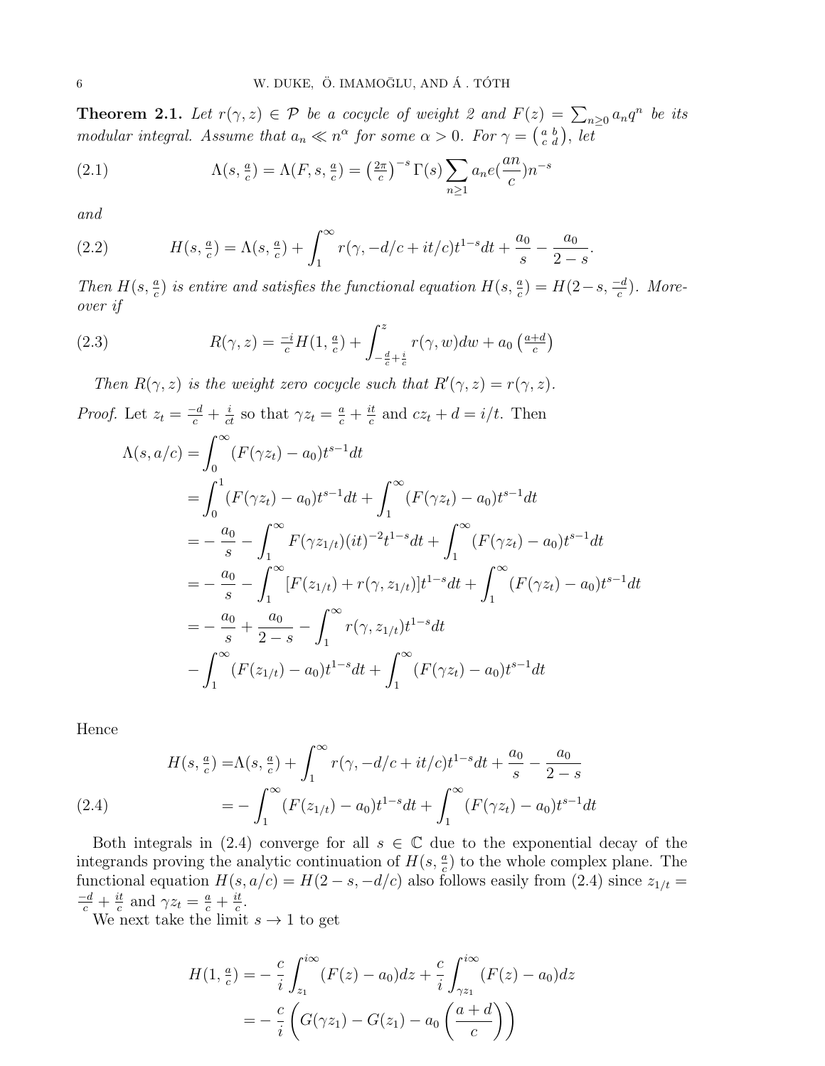**Theorem 2.1.** *Let $r(\gamma, z) \in \mathcal{P}$ be a cocycle of weight 2 and $F(z) = \sum_{n\geq 0} a_n q^n$ be its modular integral. Assume that $a_n \ll n^\alpha$ for some $\alpha > 0$. For $\gamma = \left(\begin{smallmatrix} a & b \\ c & d \end{smallmatrix}\right)$, let*

$$\Lambda(s, \tfrac{a}{c}) = \Lambda(F, s, \tfrac{a}{c}) = \left(\tfrac{2\pi}{c}\right)^{-s} \Gamma(s) \sum_{n\geq 1} a_n e(\frac{an}{c}) n^{-s} \tag{2.1}$$

*and*

$$H(s, \tfrac{a}{c}) = \Lambda(s, \tfrac{a}{c}) + \int_1^\infty r(\gamma, -d/c + it/c) t^{1-s} dt + \frac{a_0}{s} - \frac{a_0}{2-s}. \tag{2.2}$$

*Then $H(s, \frac{a}{c})$ is entire and satisfies the functional equation $H(s, \frac{a}{c}) = H(2-s, \frac{-d}{c})$. Moreover if*

$$R(\gamma, z) = \tfrac{-i}{c} H(1, \tfrac{a}{c}) + \int_{-\frac{d}{c}+\frac{i}{c}}^{z} r(\gamma, w) dw + a_0 \left(\tfrac{a+d}{c}\right) \tag{2.3}$$

*Then $R(\gamma, z)$ is the weight zero cocycle such that $R'(\gamma, z) = r(\gamma, z)$.*

*Proof.* Let $z_t = \frac{-d}{c} + \frac{i}{ct}$ so that $\gamma z_t = \frac{a}{c} + \frac{it}{c}$ and $cz_t + d = i/t$. Then

$$\begin{aligned}
\Lambda(s, a/c) &= \int_0^\infty (F(\gamma z_t) - a_0) t^{s-1} dt \\
&= \int_0^1 (F(\gamma z_t) - a_0) t^{s-1} dt + \int_1^\infty (F(\gamma z_t) - a_0) t^{s-1} dt \\
&= -\frac{a_0}{s} - \int_1^\infty F(\gamma z_{1/t})(it)^{-2} t^{1-s} dt + \int_1^\infty (F(\gamma z_t) - a_0) t^{s-1} dt \\
&= -\frac{a_0}{s} - \int_1^\infty [F(z_{1/t}) + r(\gamma, z_{1/t})] t^{1-s} dt + \int_1^\infty (F(\gamma z_t) - a_0) t^{s-1} dt \\
&= -\frac{a_0}{s} + \frac{a_0}{2-s} - \int_1^\infty r(\gamma, z_{1/t}) t^{1-s} dt \\
&\quad - \int_1^\infty (F(z_{1/t}) - a_0) t^{1-s} dt + \int_1^\infty (F(\gamma z_t) - a_0) t^{s-1} dt
\end{aligned}$$

Hence

$$\begin{aligned}
H(s, \tfrac{a}{c}) &= \Lambda(s, \tfrac{a}{c}) + \int_1^\infty r(\gamma, -d/c + it/c) t^{1-s} dt + \frac{a_0}{s} - \frac{a_0}{2-s} \\
&= -\int_1^\infty (F(z_{1/t}) - a_0) t^{1-s} dt + \int_1^\infty (F(\gamma z_t) - a_0) t^{s-1} dt
\end{aligned} \tag{2.4}$$

Both integrals in (2.4) converge for all $s \in \mathbb{C}$ due to the exponential decay of the integrands proving the analytic continuation of $H(s, \frac{a}{c})$ to the whole complex plane. The functional equation $H(s, a/c) = H(2-s, -d/c)$ also follows easily from (2.4) since $z_{1/t} = \frac{-d}{c} + \frac{it}{c}$ and $\gamma z_t = \frac{a}{c} + \frac{it}{c}$.

We next take the limit $s \to 1$ to get

$$\begin{aligned}
H(1, \tfrac{a}{c}) &= -\frac{c}{i} \int_{z_1}^{i\infty} (F(z) - a_0) dz + \frac{c}{i} \int_{\gamma z_1}^{i\infty} (F(z) - a_0) dz \\
&= -\frac{c}{i} \left( G(\gamma z_1) - G(z_1) - a_0 \left( \frac{a+d}{c} \right) \right)
\end{aligned}$$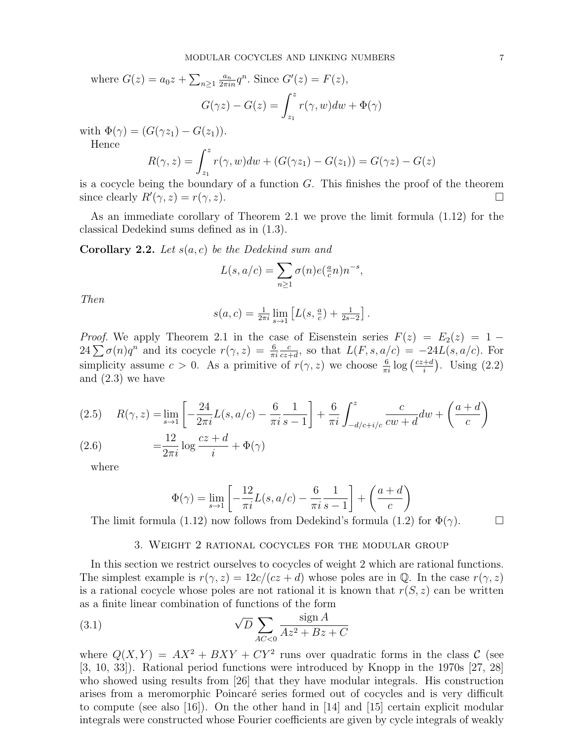where $G(z) = a_0 z + \sum_{n\geq 1} \frac{a_n}{2\pi i n} q^n$. Since $G'(z) = F(z)$,

$$G(\gamma z) - G(z) = \int_{z_1}^{z} r(\gamma, w) dw + \Phi(\gamma)$$

with $\Phi(\gamma) = (G(\gamma z_1) - G(z_1))$.

Hence

$$R(\gamma, z) = \int_{z_1}^{z} r(\gamma, w) dw + (G(\gamma z_1) - G(z_1)) = G(\gamma z) - G(z)$$

is a cocycle being the boundary of a function $G$. This finishes the proof of the theorem since clearly $R'(\gamma, z) = r(\gamma, z)$. $\square$

As an immediate corollary of Theorem 2.1 we prove the limit formula (1.12) for the classical Dedekind sums defined as in (1.3).

**Corollary 2.2.** *Let $s(a, c)$ be the Dedekind sum and*

$$L(s, a/c) = \sum_{n\geq 1} \sigma(n) e(\tfrac{a}{c} n) n^{-s},$$

*Then*

$$s(a, c) = \tfrac{1}{2\pi i} \lim_{s\to 1} \left[ L(s, \tfrac{a}{c}) + \tfrac{1}{2s-2} \right].$$

*Proof.* We apply Theorem 2.1 in the case of Eisenstein series $F(z) = E_2(z) = 1 - 24 \sum \sigma(n) q^n$ and its cocycle $r(\gamma, z) = \frac{6}{\pi i} \frac{c}{cz+d}$, so that $L(F, s, a/c) = -24 L(s, a/c)$. For simplicity assume $c > 0$. As a primitive of $r(\gamma, z)$ we choose $\frac{6}{\pi i} \log\left(\frac{cz+d}{i}\right)$. Using (2.2) and (2.3) we have

$$R(\gamma, z) = \lim_{s\to 1} \left[ -\frac{24}{2\pi i} L(s, a/c) - \frac{6}{\pi i} \frac{1}{s-1} \right] + \frac{6}{\pi i} \int_{-d/c+i/c}^{z} \frac{c}{cw+d} dw + \left( \frac{a+d}{c} \right) \tag{2.5}$$

$$= \frac{12}{2\pi i} \log \frac{cz+d}{i} + \Phi(\gamma) \tag{2.6}$$

where

$$\Phi(\gamma) = \lim_{s\to 1} \left[ -\frac{12}{\pi i} L(s, a/c) - \frac{6}{\pi i} \frac{1}{s-1} \right] + \left( \frac{a+d}{c} \right)$$

The limit formula (1.12) now follows from Dedekind's formula (1.2) for $\Phi(\gamma)$. $\square$

## 3. Weight 2 rational cocycles for the modular group

In this section we restrict ourselves to cocycles of weight 2 which are rational functions. The simplest example is $r(\gamma, z) = 12c/(cz + d)$ whose poles are in $\mathbb{Q}$. In the case $r(\gamma, z)$ is a rational cocycle whose poles are not rational it is known that $r(S, z)$ can be written as a finite linear combination of functions of the form

$$\sqrt{D} \sum_{AC<0} \frac{\operatorname{sign} A}{Az^2 + Bz + C} \tag{3.1}$$

where $Q(X, Y) = AX^2 + BXY + CY^2$ runs over quadratic forms in the class $\mathcal{C}$ (see [3, 10, 33]). Rational period functions were introduced by Knopp in the 1970s [27, 28] who showed using results from [26] that they have modular integrals. His construction arises from a meromorphic Poincaré series formed out of cocycles and is very difficult to compute (see also [16]). On the other hand in [14] and [15] certain explicit modular integrals were constructed whose Fourier coefficients are given by cycle integrals of weakly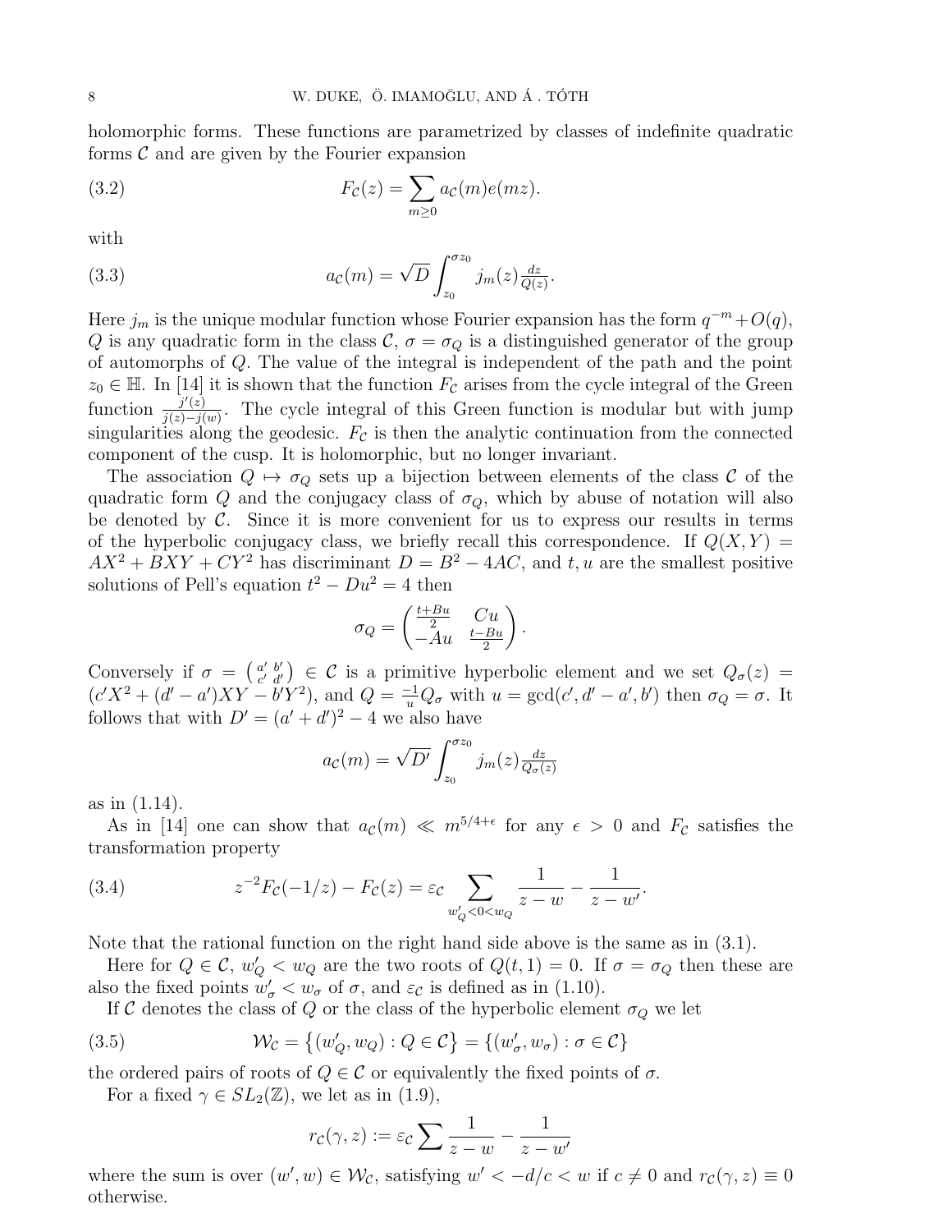holomorphic forms. These functions are parametrized by classes of indefinite quadratic forms $\mathcal{C}$ and are given by the Fourier expansion

$$F_{\mathcal{C}}(z) = \sum_{m\geq 0} a_{\mathcal{C}}(m) e(mz). \tag{3.2}$$

with

$$a_{\mathcal{C}}(m) = \sqrt{D} \int_{z_0}^{\sigma z_0} j_m(z) \tfrac{dz}{Q(z)}. \tag{3.3}$$

Here $j_m$ is the unique modular function whose Fourier expansion has the form $q^{-m} + O(q)$, $Q$ is any quadratic form in the class $\mathcal{C}$, $\sigma = \sigma_Q$ is a distinguished generator of the group of automorphs of $Q$. The value of the integral is independent of the path and the point $z_0 \in \mathbb{H}$. In [14] it is shown that the function $F_{\mathcal{C}}$ arises from the cycle integral of the Green function $\frac{j'(z)}{j(z)-j(w)}$. The cycle integral of this Green function is modular but with jump singularities along the geodesic. $F_{\mathcal{C}}$ is then the analytic continuation from the connected component of the cusp. It is holomorphic, but no longer invariant.

The association $Q \mapsto \sigma_Q$ sets up a bijection between elements of the class $\mathcal{C}$ of the quadratic form $Q$ and the conjugacy class of $\sigma_Q$, which by abuse of notation will also be denoted by $\mathcal{C}$. Since it is more convenient for us to express our results in terms of the hyperbolic conjugacy class, we briefly recall this correspondence. If $Q(X, Y) = AX^2 + BXY + CY^2$ has discriminant $D = B^2 - 4AC$, and $t, u$ are the smallest positive solutions of Pell's equation $t^2 - Du^2 = 4$ then

$$\sigma_Q = \begin{pmatrix} \frac{t+Bu}{2} & Cu \\ -Au & \frac{t-Bu}{2} \end{pmatrix}.$$

Conversely if $\sigma = \left(\begin{smallmatrix} a' & b' \\ c' & d' \end{smallmatrix}\right) \in \mathcal{C}$ is a primitive hyperbolic element and we set $Q_\sigma(z) = (c'X^2 + (d' - a')XY - b'Y^2)$, and $Q = \frac{-1}{u} Q_\sigma$ with $u = \gcd(c', d' - a', b')$ then $\sigma_Q = \sigma$. It follows that with $D' = (a' + d')^2 - 4$ we also have

$$a_{\mathcal{C}}(m) = \sqrt{D'} \int_{z_0}^{\sigma z_0} j_m(z) \tfrac{dz}{Q_\sigma(z)}$$

as in (1.14).

As in [14] one can show that $a_{\mathcal{C}}(m) \ll m^{5/4+\epsilon}$ for any $\epsilon > 0$ and $F_{\mathcal{C}}$ satisfies the transformation property

$$z^{-2} F_{\mathcal{C}}(-1/z) - F_{\mathcal{C}}(z) = \varepsilon_{\mathcal{C}} \sum_{w'_Q < 0 < w_Q} \frac{1}{z - w} - \frac{1}{z - w'}. \tag{3.4}$$

Note that the rational function on the right hand side above is the same as in (3.1).

Here for $Q \in \mathcal{C}$, $w'_Q < w_Q$ are the two roots of $Q(t, 1) = 0$. If $\sigma = \sigma_Q$ then these are also the fixed points $w'_\sigma < w_\sigma$ of $\sigma$, and $\varepsilon_{\mathcal{C}}$ is defined as in (1.10).

If $\mathcal{C}$ denotes the class of $Q$ or the class of the hyperbolic element $\sigma_Q$ we let

$$\mathcal{W}_{\mathcal{C}} = \{(w'_Q, w_Q) : Q \in \mathcal{C}\} = \{(w'_\sigma, w_\sigma) : \sigma \in \mathcal{C}\} \tag{3.5}$$

the ordered pairs of roots of $Q \in \mathcal{C}$ or equivalently the fixed points of $\sigma$.

For a fixed $\gamma \in SL_2(\mathbb{Z})$, we let as in (1.9),

$$r_{\mathcal{C}}(\gamma, z) := \varepsilon_{\mathcal{C}} \sum \frac{1}{z - w} - \frac{1}{z - w'}$$

where the sum is over $(w', w) \in \mathcal{W}_{\mathcal{C}}$, satisfying $w' < -d/c < w$ if $c \neq 0$ and $r_{\mathcal{C}}(\gamma, z) \equiv 0$ otherwise.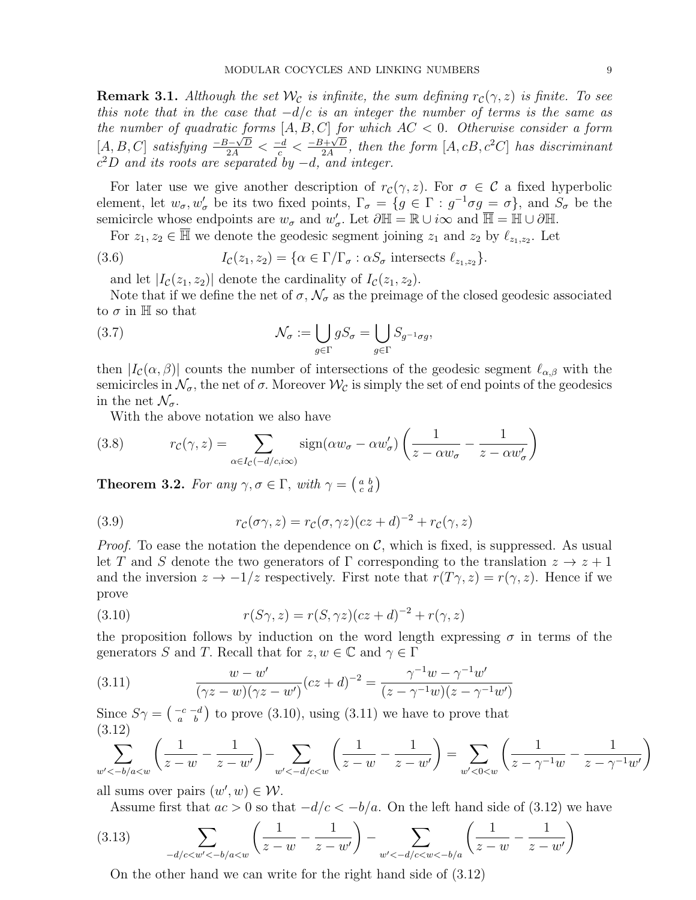**Remark 3.1.** *Although the set $\mathcal{W}_\mathcal{C}$ is infinite, the sum defining $r_\mathcal{C}(\gamma, z)$ is finite. To see this note that in the case that $-d/c$ is an integer the number of terms is the same as the number of quadratic forms $[A, B, C]$ for which $AC < 0$. Otherwise consider a form $[A, B, C]$ satisfying $\frac{-B-\sqrt{D}}{2A} < \frac{-d}{c} < \frac{-B+\sqrt{D}}{2A}$, then the form $[A, cB, c^2C]$ has discriminant $c^2D$ and its roots are separated by $-d$, and integer.*

For later use we give another description of $r_\mathcal{C}(\gamma, z)$. For $\sigma \in \mathcal{C}$ a fixed hyperbolic element, let $w_\sigma, w'_\sigma$ be its two fixed points, $\Gamma_\sigma = \{g \in \Gamma : g^{-1}\sigma g = \sigma\}$, and $S_\sigma$ be the semicircle whose endpoints are $w_\sigma$ and $w'_\sigma$. Let $\partial\mathbb{H} = \mathbb{R} \cup i\infty$ and $\overline{\mathbb{H}} = \mathbb{H} \cup \partial\mathbb{H}$.

For $z_1, z_2 \in \overline{\mathbb{H}}$ we denote the geodesic segment joining $z_1$ and $z_2$ by $\ell_{z_1,z_2}$. Let

$$I_\mathcal{C}(z_1, z_2) = \{\alpha \in \Gamma/\Gamma_\sigma : \alpha S_\sigma \text{ intersects } \ell_{z_1,z_2}\}. \tag{3.6}$$

and let $|I_\mathcal{C}(z_1, z_2)|$ denote the cardinality of $I_\mathcal{C}(z_1, z_2)$.

Note that if we define the net of $\sigma$, $\mathcal{N}_\sigma$ as the preimage of the closed geodesic associated to $\sigma$ in $\mathbb{H}$ so that

$$\mathcal{N}_\sigma := \bigcup_{g\in\Gamma} gS_\sigma = \bigcup_{g\in\Gamma} S_{g^{-1}\sigma g}, \tag{3.7}$$

then $|I_\mathcal{C}(\alpha, \beta)|$ counts the number of intersections of the geodesic segment $\ell_{\alpha,\beta}$ with the semicircles in $\mathcal{N}_\sigma$, the net of $\sigma$. Moreover $\mathcal{W}_\mathcal{C}$ is simply the set of end points of the geodesics in the net $\mathcal{N}_\sigma$.

With the above notation we also have

$$r_\mathcal{C}(\gamma, z) = \sum_{\alpha \in I_\mathcal{C}(-d/c, i\infty)} \operatorname{sign}(\alpha w_\sigma - \alpha w'_\sigma)\left(\frac{1}{z - \alpha w_\sigma} - \frac{1}{z - \alpha w'_\sigma}\right) \tag{3.8}$$

**Theorem 3.2.** *For any $\gamma, \sigma \in \Gamma$, with $\gamma = \left(\begin{smallmatrix} a & b \\ c & d \end{smallmatrix}\right)$*

$$r_\mathcal{C}(\sigma\gamma, z) = r_\mathcal{C}(\sigma, \gamma z)(cz + d)^{-2} + r_\mathcal{C}(\gamma, z) \tag{3.9}$$

*Proof.* To ease the notation the dependence on $\mathcal{C}$, which is fixed, is suppressed. As usual let $T$ and $S$ denote the two generators of $\Gamma$ corresponding to the translation $z \to z + 1$ and the inversion $z \to -1/z$ respectively. First note that $r(T\gamma, z) = r(\gamma, z)$. Hence if we prove

$$r(S\gamma, z) = r(S, \gamma z)(cz + d)^{-2} + r(\gamma, z) \tag{3.10}$$

the proposition follows by induction on the word length expressing $\sigma$ in terms of the generators $S$ and $T$. Recall that for $z, w \in \mathbb{C}$ and $\gamma \in \Gamma$

$$\frac{w - w'}{(\gamma z - w)(\gamma z - w')}(cz + d)^{-2} = \frac{\gamma^{-1}w - \gamma^{-1}w'}{(z - \gamma^{-1}w)(z - \gamma^{-1}w')} \tag{3.11}$$

Since $S\gamma = \left(\begin{smallmatrix} -c & -d \\ a & b \end{smallmatrix}\right)$ to prove (3.10), using (3.11) we have to prove that

$$\sum_{w' < -b/a < w}\left(\frac{1}{z - w} - \frac{1}{z - w'}\right) - \sum_{w' < -d/c < w}\left(\frac{1}{z - w} - \frac{1}{z - w'}\right) = \sum_{w' < 0 < w}\left(\frac{1}{z - \gamma^{-1}w} - \frac{1}{z - \gamma^{-1}w'}\right) \tag{3.12}$$

all sums over pairs $(w', w) \in \mathcal{W}$.

Assume first that $ac > 0$ so that $-d/c < -b/a$. On the left hand side of (3.12) we have

$$\sum_{-d/c < w' < -b/a < w}\left(\frac{1}{z - w} - \frac{1}{z - w'}\right) - \sum_{w' < -d/c < w < -b/a}\left(\frac{1}{z - w} - \frac{1}{z - w'}\right) \tag{3.13}$$

On the other hand we can write for the right hand side of (3.12)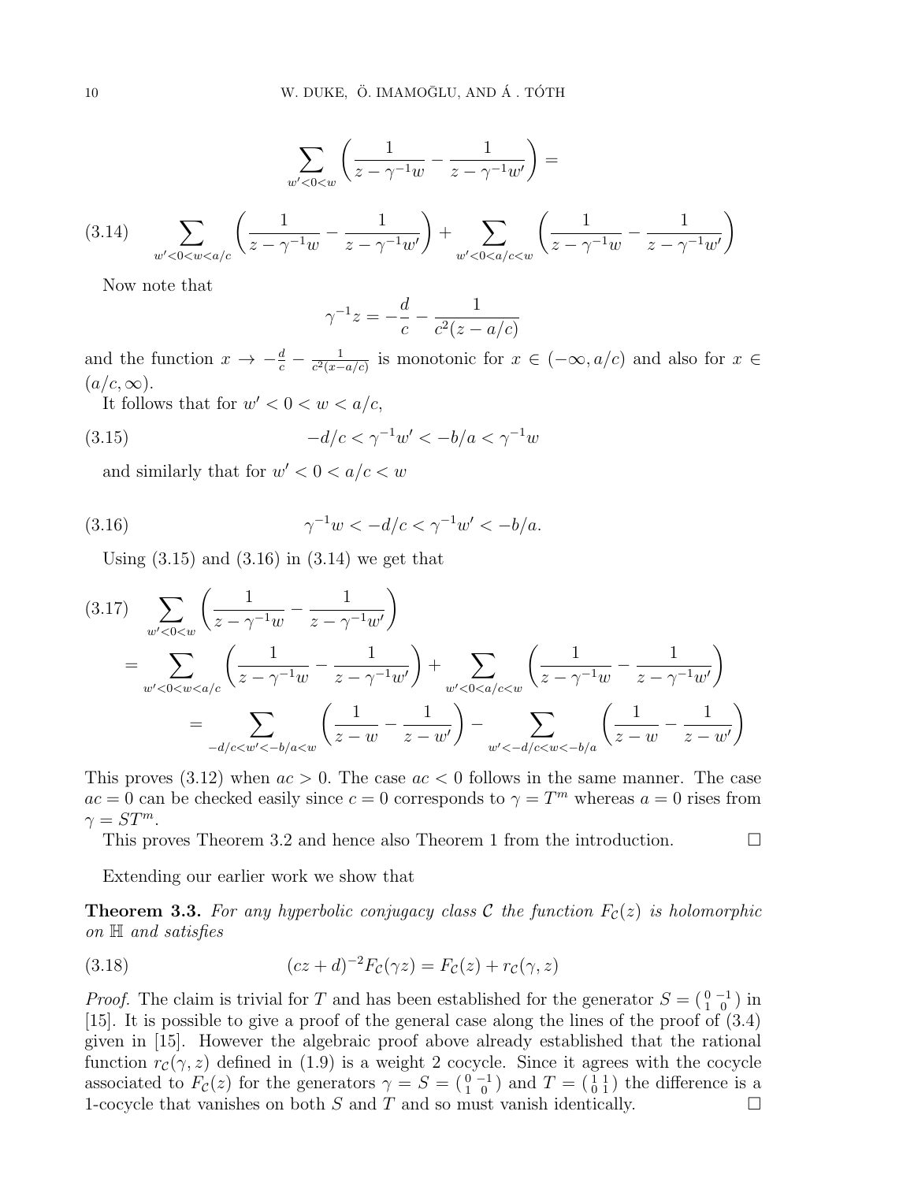$$\sum_{w'<0<w} \left( \frac{1}{z-\gamma^{-1}w} - \frac{1}{z-\gamma^{-1}w'} \right) =$$

$$\sum_{w'<0<w<a/c} \left( \frac{1}{z-\gamma^{-1}w} - \frac{1}{z-\gamma^{-1}w'} \right) + \sum_{w'<0<a/c<w} \left( \frac{1}{z-\gamma^{-1}w} - \frac{1}{z-\gamma^{-1}w'} \right) \tag{3.14}$$

Now note that

$$\gamma^{-1}z = -\frac{d}{c} - \frac{1}{c^2(z-a/c)}$$

and the function $x \to -\frac{d}{c} - \frac{1}{c^2(x-a/c)}$ is monotonic for $x \in (-\infty, a/c)$ and also for $x \in (a/c, \infty)$.

It follows that for $w' < 0 < w < a/c$,

$$-d/c < \gamma^{-1}w' < -b/a < \gamma^{-1}w \tag{3.15}$$

and similarly that for $w' < 0 < a/c < w$

$$\gamma^{-1}w < -d/c < \gamma^{-1}w' < -b/a. \tag{3.16}$$

Using (3.15) and (3.16) in (3.14) we get that

$$\begin{aligned}
\sum_{w'<0<w} &\left( \frac{1}{z-\gamma^{-1}w} - \frac{1}{z-\gamma^{-1}w'} \right) \\
&= \sum_{w'<0<w<a/c} \left( \frac{1}{z-\gamma^{-1}w} - \frac{1}{z-\gamma^{-1}w'} \right) + \sum_{w'<0<a/c<w} \left( \frac{1}{z-\gamma^{-1}w} - \frac{1}{z-\gamma^{-1}w'} \right) \\
&= \sum_{-d/c<w'<-b/a<w} \left( \frac{1}{z-w} - \frac{1}{z-w'} \right) - \sum_{w'<-d/c<w<-b/a} \left( \frac{1}{z-w} - \frac{1}{z-w'} \right)
\end{aligned} \tag{3.17}$$

This proves (3.12) when $ac > 0$. The case $ac < 0$ follows in the same manner. The case $ac = 0$ can be checked easily since $c = 0$ corresponds to $\gamma = T^m$ whereas $a = 0$ rises from $\gamma = ST^m$.

This proves Theorem 3.2 and hence also Theorem 1 from the introduction. □

Extending our earlier work we show that

**Theorem 3.3.** *For any hyperbolic conjugacy class $\mathcal{C}$ the function $F_{\mathcal{C}}(z)$ is holomorphic on $\mathbb{H}$ and satisfies*

$$(cz+d)^{-2}F_{\mathcal{C}}(\gamma z) = F_{\mathcal{C}}(z) + r_{\mathcal{C}}(\gamma, z) \tag{3.18}$$

*Proof.* The claim is trivial for $T$ and has been established for the generator $S = \left(\begin{smallmatrix} 0 & -1 \\ 1 & 0 \end{smallmatrix}\right)$ in [15]. It is possible to give a proof of the general case along the lines of the proof of (3.4) given in [15]. However the algebraic proof above already established that the rational function $r_{\mathcal{C}}(\gamma, z)$ defined in (1.9) is a weight 2 cocycle. Since it agrees with the cocycle associated to $F_{\mathcal{C}}(z)$ for the generators $\gamma = S = \left(\begin{smallmatrix} 0 & -1 \\ 1 & 0 \end{smallmatrix}\right)$ and $T = \left(\begin{smallmatrix} 1 & 1 \\ 0 & 1 \end{smallmatrix}\right)$ the difference is a 1-cocycle that vanishes on both $S$ and $T$ and so must vanish identically. □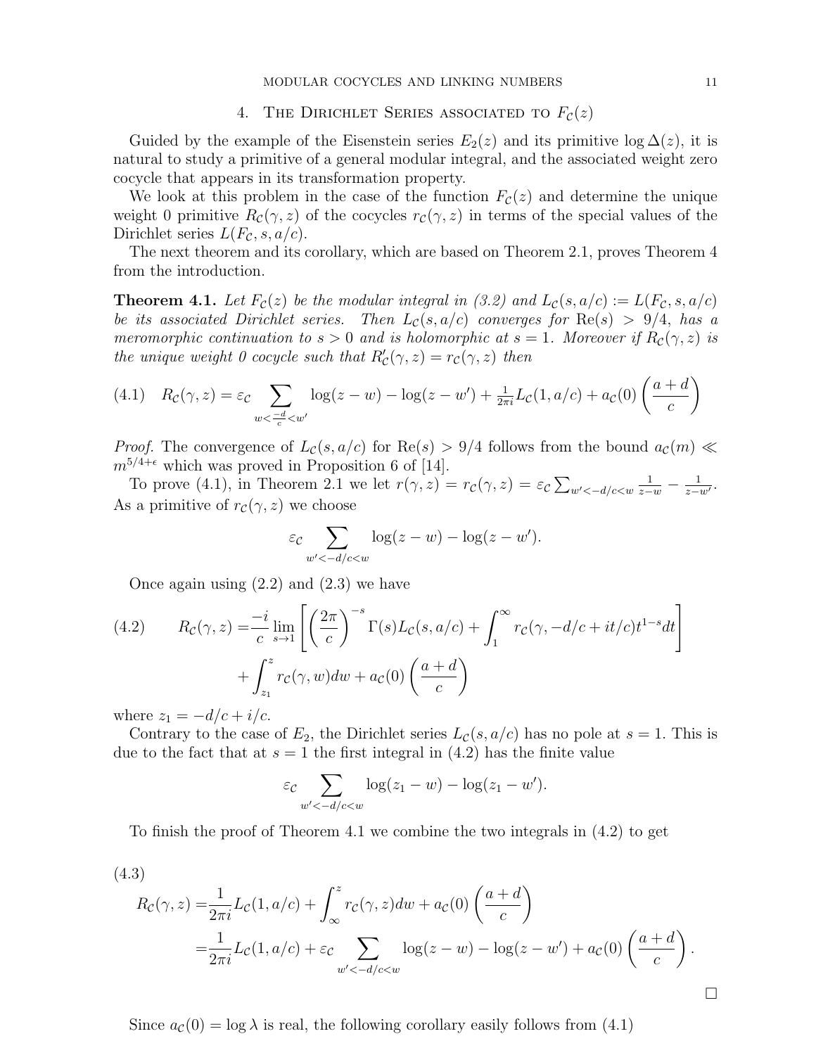## 4. The Dirichlet Series associated to $F_{\mathcal{C}}(z)$

Guided by the example of the Eisenstein series $E_2(z)$ and its primitive $\log \Delta(z)$, it is natural to study a primitive of a general modular integral, and the associated weight zero cocycle that appears in its transformation property.

We look at this problem in the case of the function $F_{\mathcal{C}}(z)$ and determine the unique weight 0 primitive $R_{\mathcal{C}}(\gamma, z)$ of the cocycles $r_{\mathcal{C}}(\gamma, z)$ in terms of the special values of the Dirichlet series $L(F_{\mathcal{C}}, s, a/c)$.

The next theorem and its corollary, which are based on Theorem 2.1, proves Theorem 4 from the introduction.

**Theorem 4.1.** *Let $F_{\mathcal{C}}(z)$ be the modular integral in (3.2) and $L_{\mathcal{C}}(s, a/c) := L(F_{\mathcal{C}}, s, a/c)$ be its associated Dirichlet series. Then $L_{\mathcal{C}}(s, a/c)$ converges for $\mathrm{Re}(s) > 9/4$, has a meromorphic continuation to $s > 0$ and is holomorphic at $s = 1$. Moreover if $R_{\mathcal{C}}(\gamma, z)$ is the unique weight 0 cocycle such that $R'_{\mathcal{C}}(\gamma, z) = r_{\mathcal{C}}(\gamma, z)$ then*

$$R_{\mathcal{C}}(\gamma, z) = \varepsilon_{\mathcal{C}} \sum_{w < \frac{-d}{c} < w'} \log(z - w) - \log(z - w') + \tfrac{1}{2\pi i} L_{\mathcal{C}}(1, a/c) + a_{\mathcal{C}}(0) \left( \frac{a+d}{c} \right) \tag{4.1}$$

*Proof.* The convergence of $L_{\mathcal{C}}(s, a/c)$ for $\mathrm{Re}(s) > 9/4$ follows from the bound $a_{\mathcal{C}}(m) \ll m^{5/4+\epsilon}$ which was proved in Proposition 6 of [14].

To prove (4.1), in Theorem 2.1 we let $r(\gamma, z) = r_{\mathcal{C}}(\gamma, z) = \varepsilon_{\mathcal{C}} \sum_{w' < -d/c < w} \frac{1}{z-w} - \frac{1}{z-w'}$. As a primitive of $r_{\mathcal{C}}(\gamma, z)$ we choose

$$\varepsilon_{\mathcal{C}} \sum_{w' < -d/c < w} \log(z - w) - \log(z - w').$$

Once again using (2.2) and (2.3) we have

$$\begin{aligned} R_{\mathcal{C}}(\gamma, z) = & \frac{-i}{c} \lim_{s \to 1} \left[ \left( \frac{2\pi}{c} \right)^{-s} \Gamma(s) L_{\mathcal{C}}(s, a/c) + \int_1^\infty r_{\mathcal{C}}(\gamma, -d/c + it/c) t^{1-s} dt \right] \\ & + \int_{z_1}^z r_{\mathcal{C}}(\gamma, w) dw + a_{\mathcal{C}}(0) \left( \frac{a+d}{c} \right) \end{aligned} \tag{4.2}$$

where $z_1 = -d/c + i/c$.

Contrary to the case of $E_2$, the Dirichlet series $L_{\mathcal{C}}(s, a/c)$ has no pole at $s = 1$. This is due to the fact that at $s = 1$ the first integral in (4.2) has the finite value

$$\varepsilon_{\mathcal{C}} \sum_{w' < -d/c < w} \log(z_1 - w) - \log(z_1 - w').$$

To finish the proof of Theorem 4.1 we combine the two integrals in (4.2) to get

$$\begin{aligned} R_{\mathcal{C}}(\gamma, z) = & \frac{1}{2\pi i} L_{\mathcal{C}}(1, a/c) + \int_\infty^z r_{\mathcal{C}}(\gamma, z) dw + a_{\mathcal{C}}(0) \left( \frac{a+d}{c} \right) \\ = & \frac{1}{2\pi i} L_{\mathcal{C}}(1, a/c) + \varepsilon_{\mathcal{C}} \sum_{w' < -d/c < w} \log(z - w) - \log(z - w') + a_{\mathcal{C}}(0) \left( \frac{a+d}{c} \right). \end{aligned} \tag{4.3}$$

□

Since $a_{\mathcal{C}}(0) = \log \lambda$ is real, the following corollary easily follows from (4.1)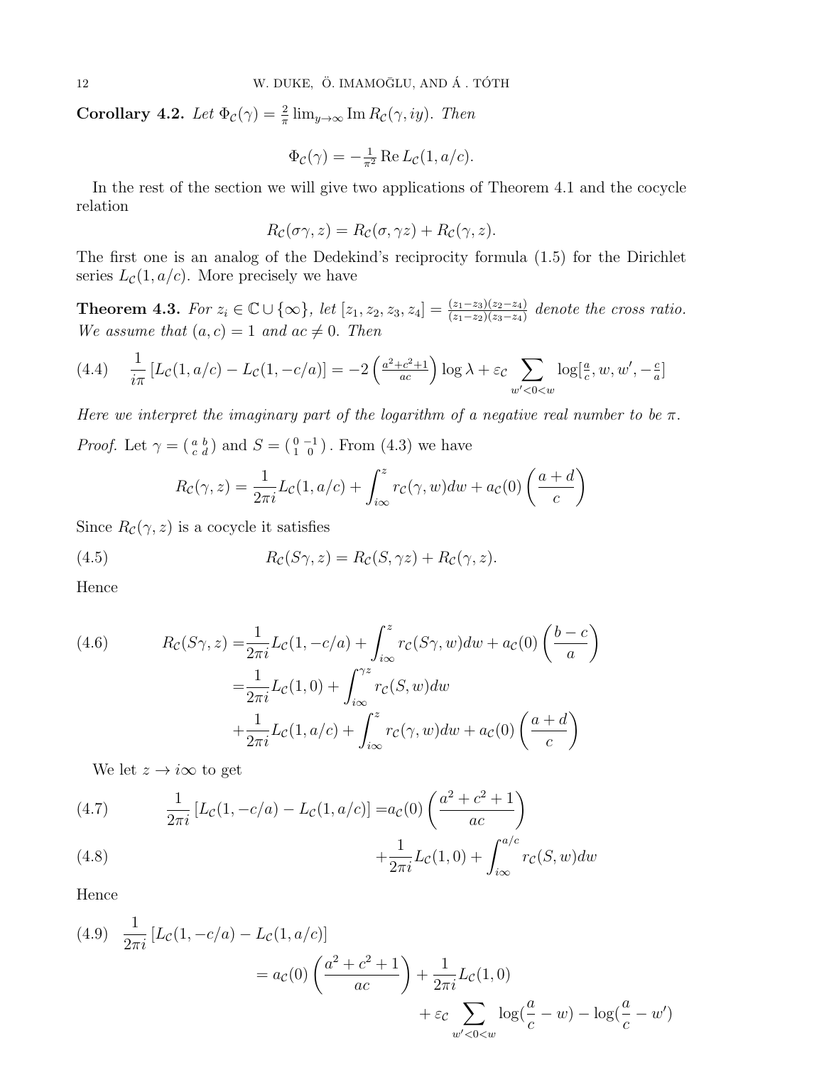**Corollary 4.2.** *Let $\Phi_{\mathcal{C}}(\gamma) = \frac{2}{\pi} \lim_{y\to\infty} \operatorname{Im} R_{\mathcal{C}}(\gamma, iy)$. Then*

$$\Phi_{\mathcal{C}}(\gamma) = -\tfrac{1}{\pi^2} \operatorname{Re} L_{\mathcal{C}}(1, a/c).$$

In the rest of the section we will give two applications of Theorem 4.1 and the cocycle relation

$$R_{\mathcal{C}}(\sigma\gamma, z) = R_{\mathcal{C}}(\sigma, \gamma z) + R_{\mathcal{C}}(\gamma, z).$$

The first one is an analog of the Dedekind's reciprocity formula (1.5) for the Dirichlet series $L_{\mathcal{C}}(1, a/c)$. More precisely we have

**Theorem 4.3.** *For $z_i \in \mathbb{C} \cup \{\infty\}$, let $[z_1, z_2, z_3, z_4] = \frac{(z_1-z_3)(z_2-z_4)}{(z_1-z_2)(z_3-z_4)}$ denote the cross ratio. We assume that $(a, c) = 1$ and $ac \neq 0$. Then*

$$\tag{4.4} \frac{1}{i\pi}\left[L_{\mathcal{C}}(1, a/c) - L_{\mathcal{C}}(1, -c/a)\right] = -2\left(\tfrac{a^2+c^2+1}{ac}\right)\log\lambda + \varepsilon_{\mathcal{C}} \sum_{w'<0<w} \log[\tfrac{a}{c}, w, w', -\tfrac{c}{a}]$$

*Here we interpret the imaginary part of the logarithm of a negative real number to be $\pi$.*

*Proof.* Let $\gamma = \left(\begin{smallmatrix} a & b \\ c & d \end{smallmatrix}\right)$ and $S = \left(\begin{smallmatrix} 0 & -1 \\ 1 & 0 \end{smallmatrix}\right)$. From (4.3) we have

$$R_{\mathcal{C}}(\gamma, z) = \frac{1}{2\pi i} L_{\mathcal{C}}(1, a/c) + \int_{i\infty}^{z} r_{\mathcal{C}}(\gamma, w)dw + a_{\mathcal{C}}(0)\left(\frac{a+d}{c}\right)$$

Since $R_{\mathcal{C}}(\gamma, z)$ is a cocycle it satisfies

$$\tag{4.5} R_{\mathcal{C}}(S\gamma, z) = R_{\mathcal{C}}(S, \gamma z) + R_{\mathcal{C}}(\gamma, z).$$

Hence

$$\tag{4.6} \begin{aligned} R_{\mathcal{C}}(S\gamma, z) =& \frac{1}{2\pi i} L_{\mathcal{C}}(1, -c/a) + \int_{i\infty}^{z} r_{\mathcal{C}}(S\gamma, w)dw + a_{\mathcal{C}}(0)\left(\frac{b-c}{a}\right) \\ =& \frac{1}{2\pi i} L_{\mathcal{C}}(1, 0) + \int_{i\infty}^{\gamma z} r_{\mathcal{C}}(S, w)dw \\ &+ \frac{1}{2\pi i} L_{\mathcal{C}}(1, a/c) + \int_{i\infty}^{z} r_{\mathcal{C}}(\gamma, w)dw + a_{\mathcal{C}}(0)\left(\frac{a+d}{c}\right) \end{aligned}$$

We let $z \to i\infty$ to get

$$\tag{4.7} \frac{1}{2\pi i}\left[L_{\mathcal{C}}(1, -c/a) - L_{\mathcal{C}}(1, a/c)\right] = a_{\mathcal{C}}(0)\left(\frac{a^2+c^2+1}{ac}\right)$$

$$\tag{4.8} + \frac{1}{2\pi i} L_{\mathcal{C}}(1, 0) + \int_{i\infty}^{a/c} r_{\mathcal{C}}(S, w)dw$$

Hence

$$\tag{4.9} \begin{aligned} \frac{1}{2\pi i}&\left[L_{\mathcal{C}}(1, -c/a) - L_{\mathcal{C}}(1, a/c)\right] \\ &= a_{\mathcal{C}}(0)\left(\frac{a^2+c^2+1}{ac}\right) + \frac{1}{2\pi i} L_{\mathcal{C}}(1, 0) \\ &\qquad + \varepsilon_{\mathcal{C}} \sum_{w'<0<w} \log(\frac{a}{c} - w) - \log(\frac{a}{c} - w') \end{aligned}$$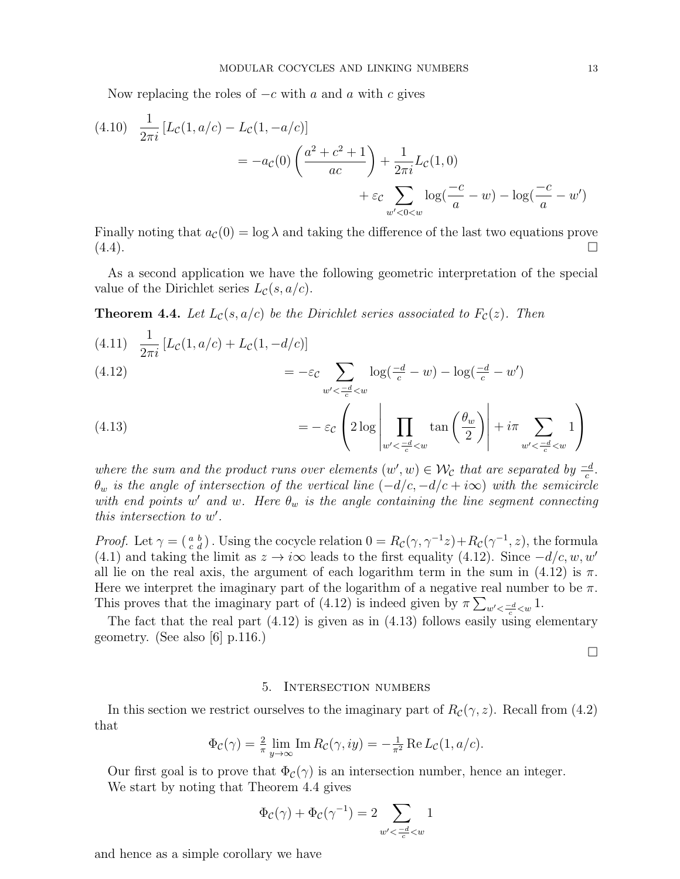Now replacing the roles of $-c$ with $a$ and $a$ with $c$ gives

$$
\begin{aligned}
(4.10)\quad & \frac{1}{2\pi i}\left[L_{\mathcal{C}}(1, a/c) - L_{\mathcal{C}}(1, -a/c)\right] \\
&= -a_{\mathcal{C}}(0)\left(\frac{a^2+c^2+1}{ac}\right) + \frac{1}{2\pi i}L_{\mathcal{C}}(1,0) \\
&\quad + \varepsilon_{\mathcal{C}} \sum_{w'<0<w} \log(\frac{-c}{a} - w) - \log(\frac{-c}{a} - w')
\end{aligned}
$$

Finally noting that $a_{\mathcal{C}}(0) = \log\lambda$ and taking the difference of the last two equations prove (4.4). $\square$

As a second application we have the following geometric interpretation of the special value of the Dirichlet series $L_{\mathcal{C}}(s, a/c)$.

**Theorem 4.4.** *Let $L_{\mathcal{C}}(s, a/c)$ be the Dirichlet series associated to $F_{\mathcal{C}}(z)$. Then*

$$
\begin{aligned}
(4.11)\quad & \frac{1}{2\pi i}\left[L_{\mathcal{C}}(1, a/c) + L_{\mathcal{C}}(1, -d/c)\right] \\
(4.12)\quad &= -\varepsilon_{\mathcal{C}} \sum_{w'<\frac{-d}{c}<w} \log(\tfrac{-d}{c} - w) - \log(\tfrac{-d}{c} - w') \\
(4.13)\quad &= -\varepsilon_{\mathcal{C}}\left(2\log\left|\prod_{w'<\frac{-d}{c}<w} \tan\left(\frac{\theta_w}{2}\right)\right| + i\pi \sum_{w'<\frac{-d}{c}<w} 1\right)
\end{aligned}
$$

*where the sum and the product runs over elements $(w', w) \in \mathcal{W}_{\mathcal{C}}$ that are separated by $\frac{-d}{c}$. $\theta_w$ is the angle of intersection of the vertical line $(-d/c, -d/c + i\infty)$ with the semicircle with end points $w'$ and $w$. Here $\theta_w$ is the angle containing the line segment connecting this intersection to $w'$.*

*Proof.* Let $\gamma = \left(\begin{smallmatrix} a & b \\ c & d \end{smallmatrix}\right)$. Using the cocycle relation $0 = R_{\mathcal{C}}(\gamma, \gamma^{-1}z) + R_{\mathcal{C}}(\gamma^{-1}, z)$, the formula (4.1) and taking the limit as $z \to i\infty$ leads to the first equality (4.12). Since $-d/c, w, w'$ all lie on the real axis, the argument of each logarithm term in the sum in (4.12) is $\pi$. Here we interpret the imaginary part of the logarithm of a negative real number to be $\pi$. This proves that the imaginary part of (4.12) is indeed given by $\pi \sum_{w'<\frac{-d}{c}<w} 1$.

The fact that the real part (4.12) is given as in (4.13) follows easily using elementary geometry. (See also [6] p.116.) $\square$

## 5. Intersection numbers

In this section we restrict ourselves to the imaginary part of $R_{\mathcal{C}}(\gamma, z)$. Recall from (4.2) that

$$
\Phi_{\mathcal{C}}(\gamma) = \tfrac{2}{\pi} \lim_{y\to\infty} \operatorname{Im} R_{\mathcal{C}}(\gamma, iy) = -\tfrac{1}{\pi^2} \operatorname{Re} L_{\mathcal{C}}(1, a/c).
$$

Our first goal is to prove that $\Phi_{\mathcal{C}}(\gamma)$ is an intersection number, hence an integer.

We start by noting that Theorem 4.4 gives

$$
\Phi_{\mathcal{C}}(\gamma) + \Phi_{\mathcal{C}}(\gamma^{-1}) = 2 \sum_{w'<\frac{-d}{c}<w} 1
$$

and hence as a simple corollary we have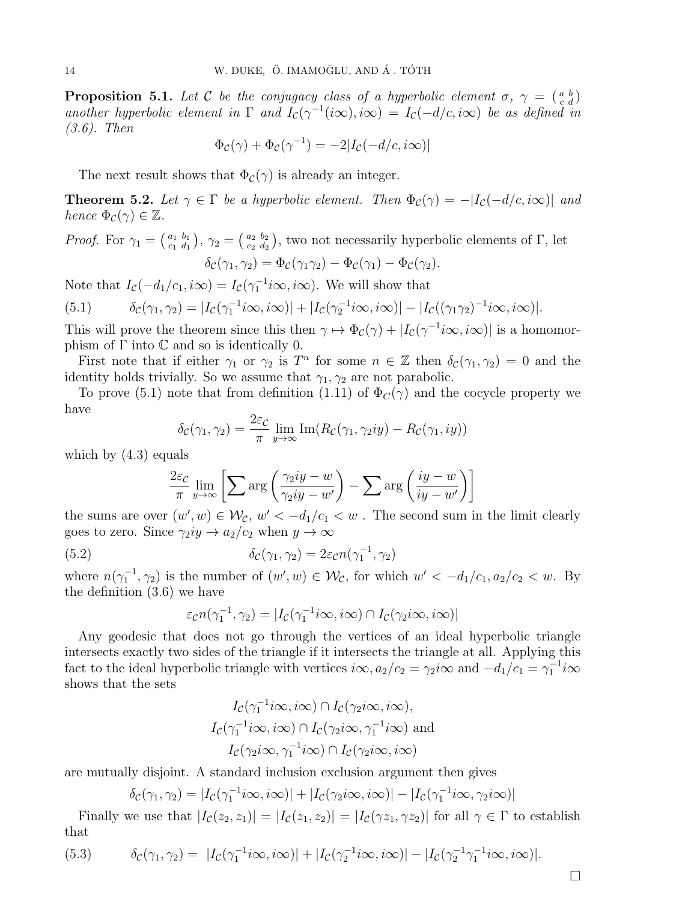**Proposition 5.1.** *Let $\mathcal{C}$ be the conjugacy class of a hyperbolic element $\sigma$, $\gamma = \left(\begin{smallmatrix} a & b \\ c & d \end{smallmatrix}\right)$ another hyperbolic element in $\Gamma$ and $I_{\mathcal{C}}(\gamma^{-1}(i\infty), i\infty) = I_{\mathcal{C}}(-d/c, i\infty)$ be as defined in (3.6). Then*

$$\Phi_{\mathcal{C}}(\gamma) + \Phi_{\mathcal{C}}(\gamma^{-1}) = -2|I_{\mathcal{C}}(-d/c, i\infty)|$$

The next result shows that $\Phi_{\mathcal{C}}(\gamma)$ is already an integer.

**Theorem 5.2.** *Let $\gamma \in \Gamma$ be a hyperbolic element. Then $\Phi_{\mathcal{C}}(\gamma) = -|I_{\mathcal{C}}(-d/c, i\infty)|$ and hence $\Phi_{\mathcal{C}}(\gamma) \in \mathbb{Z}$.*

*Proof.* For $\gamma_1 = \left(\begin{smallmatrix} a_1 & b_1 \\ c_1 & d_1 \end{smallmatrix}\right)$, $\gamma_2 = \left(\begin{smallmatrix} a_2 & b_2 \\ c_2 & d_2 \end{smallmatrix}\right)$, two not necessarily hyperbolic elements of $\Gamma$, let

$$\delta_{\mathcal{C}}(\gamma_1, \gamma_2) = \Phi_{\mathcal{C}}(\gamma_1\gamma_2) - \Phi_{\mathcal{C}}(\gamma_1) - \Phi_{\mathcal{C}}(\gamma_2).$$

Note that $I_{\mathcal{C}}(-d_1/c_1, i\infty) = I_{\mathcal{C}}(\gamma_1^{-1}i\infty, i\infty)$. We will show that

$$\delta_{\mathcal{C}}(\gamma_1, \gamma_2) = |I_{\mathcal{C}}(\gamma_1^{-1}i\infty, i\infty)| + |I_{\mathcal{C}}(\gamma_2^{-1}i\infty, i\infty)| - |I_{\mathcal{C}}((\gamma_1\gamma_2)^{-1}i\infty, i\infty)|. \tag{5.1}$$

This will prove the theorem since this then $\gamma \mapsto \Phi_{\mathcal{C}}(\gamma) + |I_{\mathcal{C}}(\gamma^{-1}i\infty, i\infty)|$ is a homomorphism of $\Gamma$ into $\mathbb{C}$ and so is identically 0.

First note that if either $\gamma_1$ or $\gamma_2$ is $T^n$ for some $n \in \mathbb{Z}$ then $\delta_{\mathcal{C}}(\gamma_1, \gamma_2) = 0$ and the identity holds trivially. So we assume that $\gamma_1, \gamma_2$ are not parabolic.

To prove (5.1) note that from definition (1.11) of $\Phi_C(\gamma)$ and the cocycle property we have

$$\delta_{\mathcal{C}}(\gamma_1, \gamma_2) = \frac{2\varepsilon_{\mathcal{C}}}{\pi} \lim_{y\to\infty} \mathrm{Im}(R_{\mathcal{C}}(\gamma_1, \gamma_2 iy) - R_{\mathcal{C}}(\gamma_1, iy))$$

which by (4.3) equals

$$\frac{2\varepsilon_{\mathcal{C}}}{\pi} \lim_{y\to\infty} \left[\sum \arg\left(\frac{\gamma_2 iy - w}{\gamma_2 iy - w'}\right) - \sum \arg\left(\frac{iy - w}{iy - w'}\right)\right]$$

the sums are over $(w', w) \in \mathcal{W}_{\mathcal{C}}$, $w' < -d_1/c_1 < w$ . The second sum in the limit clearly goes to zero. Since $\gamma_2 iy \to a_2/c_2$ when $y \to \infty$

$$\delta_{\mathcal{C}}(\gamma_1, \gamma_2) = 2\varepsilon_{\mathcal{C}} n(\gamma_1^{-1}, \gamma_2) \tag{5.2}$$

where $n(\gamma_1^{-1}, \gamma_2)$ is the number of $(w', w) \in \mathcal{W}_{\mathcal{C}}$, for which $w' < -d_1/c_1, a_2/c_2 < w$. By the definition (3.6) we have

$$\varepsilon_{\mathcal{C}} n(\gamma_1^{-1}, \gamma_2) = |I_{\mathcal{C}}(\gamma_1^{-1}i\infty, i\infty) \cap I_{\mathcal{C}}(\gamma_2 i\infty, i\infty)|$$

Any geodesic that does not go through the vertices of an ideal hyperbolic triangle intersects exactly two sides of the triangle if it intersects the triangle at all. Applying this fact to the ideal hyperbolic triangle with vertices $i\infty$, $a_2/c_2 = \gamma_2 i\infty$ and $-d_1/c_1 = \gamma_1^{-1}i\infty$ shows that the sets

$$I_{\mathcal{C}}(\gamma_1^{-1}i\infty, i\infty) \cap I_{\mathcal{C}}(\gamma_2 i\infty, i\infty),$$
$$I_{\mathcal{C}}(\gamma_1^{-1}i\infty, i\infty) \cap I_{\mathcal{C}}(\gamma_2 i\infty, \gamma_1^{-1}i\infty) \text{ and}$$
$$I_{\mathcal{C}}(\gamma_2 i\infty, \gamma_1^{-1}i\infty) \cap I_{\mathcal{C}}(\gamma_2 i\infty, i\infty)$$

are mutually disjoint. A standard inclusion exclusion argument then gives

$$\delta_{\mathcal{C}}(\gamma_1, \gamma_2) = |I_{\mathcal{C}}(\gamma_1^{-1}i\infty, i\infty)| + |I_{\mathcal{C}}(\gamma_2 i\infty, i\infty)| - |I_{\mathcal{C}}(\gamma_1^{-1}i\infty, \gamma_2 i\infty)|$$

Finally we use that $|I_{\mathcal{C}}(z_2, z_1)| = |I_{\mathcal{C}}(z_1, z_2)| = |I_{\mathcal{C}}(\gamma z_1, \gamma z_2)|$ for all $\gamma \in \Gamma$ to establish that

$$\delta_{\mathcal{C}}(\gamma_1, \gamma_2) = |I_{\mathcal{C}}(\gamma_1^{-1}i\infty, i\infty)| + |I_{\mathcal{C}}(\gamma_2^{-1}i\infty, i\infty)| - |I_{\mathcal{C}}(\gamma_2^{-1}\gamma_1^{-1}i\infty, i\infty)|. \tag{5.3}$$

□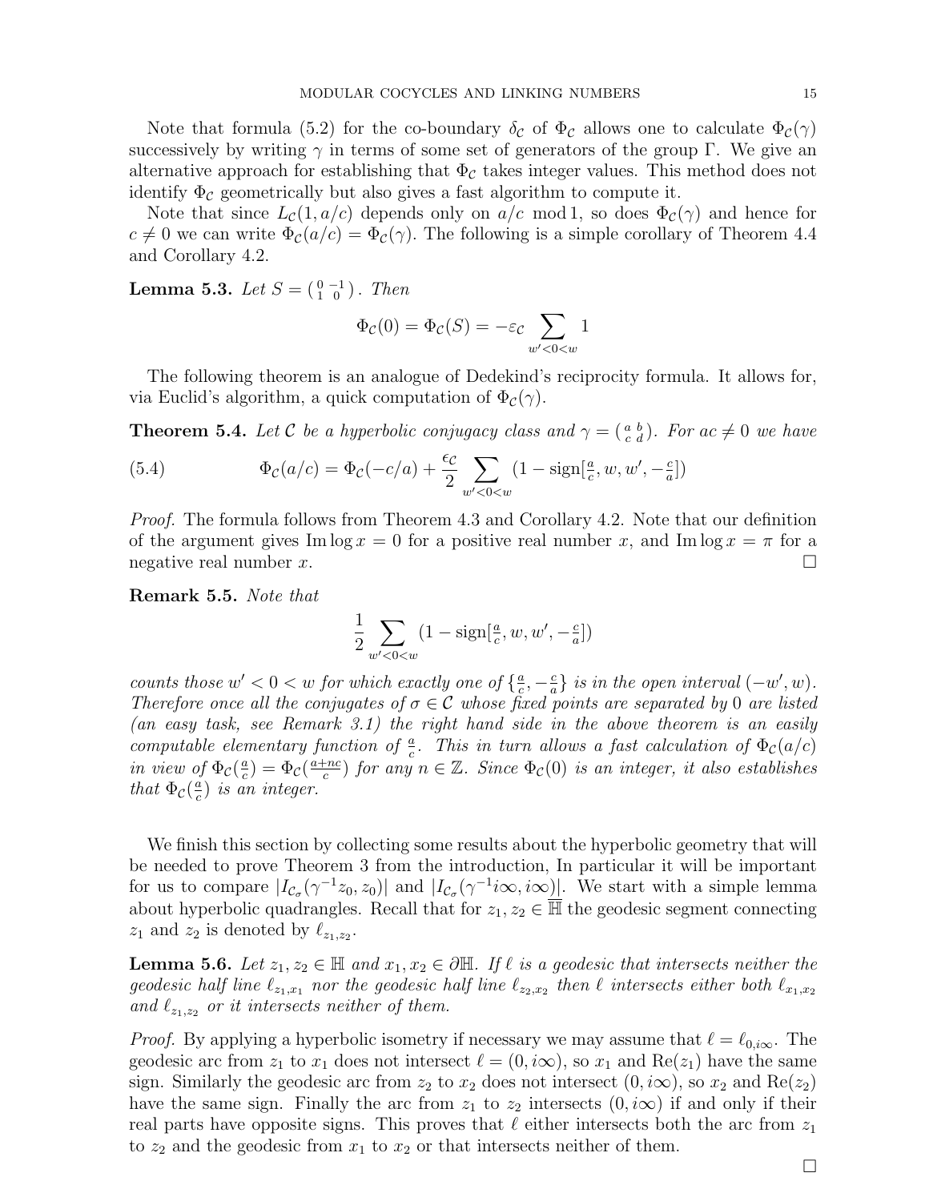Note that formula (5.2) for the co-boundary $\delta_{\mathcal{C}}$ of $\Phi_{\mathcal{C}}$ allows one to calculate $\Phi_{\mathcal{C}}(\gamma)$ successively by writing $\gamma$ in terms of some set of generators of the group $\Gamma$. We give an alternative approach for establishing that $\Phi_{\mathcal{C}}$ takes integer values. This method does not identify $\Phi_{\mathcal{C}}$ geometrically but also gives a fast algorithm to compute it.

Note that since $L_{\mathcal{C}}(1, a/c)$ depends only on $a/c \mod 1$, so does $\Phi_{\mathcal{C}}(\gamma)$ and hence for $c \neq 0$ we can write $\Phi_{\mathcal{C}}(a/c) = \Phi_{\mathcal{C}}(\gamma)$. The following is a simple corollary of Theorem 4.4 and Corollary 4.2.

**Lemma 5.3.** *Let* $S = \left(\begin{smallmatrix} 0 & -1 \\ 1 & 0 \end{smallmatrix}\right)$. *Then*

$$\Phi_{\mathcal{C}}(0) = \Phi_{\mathcal{C}}(S) = -\varepsilon_{\mathcal{C}} \sum_{w' < 0 < w} 1$$

The following theorem is an analogue of Dedekind's reciprocity formula. It allows for, via Euclid's algorithm, a quick computation of $\Phi_{\mathcal{C}}(\gamma)$.

**Theorem 5.4.** *Let* $\mathcal{C}$ *be a hyperbolic conjugacy class and* $\gamma = \left(\begin{smallmatrix} a & b \\ c & d \end{smallmatrix}\right)$. *For* $ac \neq 0$ *we have*

$$\Phi_{\mathcal{C}}(a/c) = \Phi_{\mathcal{C}}(-c/a) + \frac{\epsilon_{\mathcal{C}}}{2} \sum_{w' < 0 < w} (1 - \operatorname{sign}[\tfrac{a}{c}, w, w', -\tfrac{c}{a}]) \tag{5.4}$$

*Proof.* The formula follows from Theorem 4.3 and Corollary 4.2. Note that our definition of the argument gives $\operatorname{Im} \log x = 0$ for a positive real number $x$, and $\operatorname{Im} \log x = \pi$ for a negative real number $x$. $\square$

**Remark 5.5.** *Note that*

$$\frac{1}{2} \sum_{w' < 0 < w} (1 - \operatorname{sign}[\tfrac{a}{c}, w, w', -\tfrac{c}{a}])$$

*counts those* $w' < 0 < w$ *for which exactly one of* $\{\frac{a}{c}, -\frac{c}{a}\}$ *is in the open interval* $(-w', w)$. *Therefore once all the conjugates of* $\sigma \in \mathcal{C}$ *whose fixed points are separated by* $0$ *are listed (an easy task, see Remark 3.1) the right hand side in the above theorem is an easily computable elementary function of* $\frac{a}{c}$. *This in turn allows a fast calculation of* $\Phi_{\mathcal{C}}(a/c)$ *in view of* $\Phi_{\mathcal{C}}(\frac{a}{c}) = \Phi_{\mathcal{C}}(\frac{a+nc}{c})$ *for any* $n \in \mathbb{Z}$. *Since* $\Phi_{\mathcal{C}}(0)$ *is an integer, it also establishes that* $\Phi_{\mathcal{C}}(\frac{a}{c})$ *is an integer.*

We finish this section by collecting some results about the hyperbolic geometry that will be needed to prove Theorem 3 from the introduction, In particular it will be important for us to compare $|I_{\mathcal{C}_\sigma}(\gamma^{-1}z_0, z_0)|$ and $|I_{\mathcal{C}_\sigma}(\gamma^{-1}i\infty, i\infty)|$. We start with a simple lemma about hyperbolic quadrangles. Recall that for $z_1, z_2 \in \overline{\mathbb{H}}$ the geodesic segment connecting $z_1$ and $z_2$ is denoted by $\ell_{z_1,z_2}$.

**Lemma 5.6.** *Let* $z_1, z_2 \in \mathbb{H}$ *and* $x_1, x_2 \in \partial\mathbb{H}$. *If* $\ell$ *is a geodesic that intersects neither the geodesic half line* $\ell_{z_1,x_1}$ *nor the geodesic half line* $\ell_{z_2,x_2}$ *then* $\ell$ *intersects either both* $\ell_{x_1,x_2}$ *and* $\ell_{z_1,z_2}$ *or it intersects neither of them.*

*Proof.* By applying a hyperbolic isometry if necessary we may assume that $\ell = \ell_{0,i\infty}$. The geodesic arc from $z_1$ to $x_1$ does not intersect $\ell = (0, i\infty)$, so $x_1$ and $\operatorname{Re}(z_1)$ have the same sign. Similarly the geodesic arc from $z_2$ to $x_2$ does not intersect $(0, i\infty)$, so $x_2$ and $\operatorname{Re}(z_2)$ have the same sign. Finally the arc from $z_1$ to $z_2$ intersects $(0, i\infty)$ if and only if their real parts have opposite signs. This proves that $\ell$ either intersects both the arc from $z_1$ to $z_2$ and the geodesic from $x_1$ to $x_2$ or that intersects neither of them. $\square$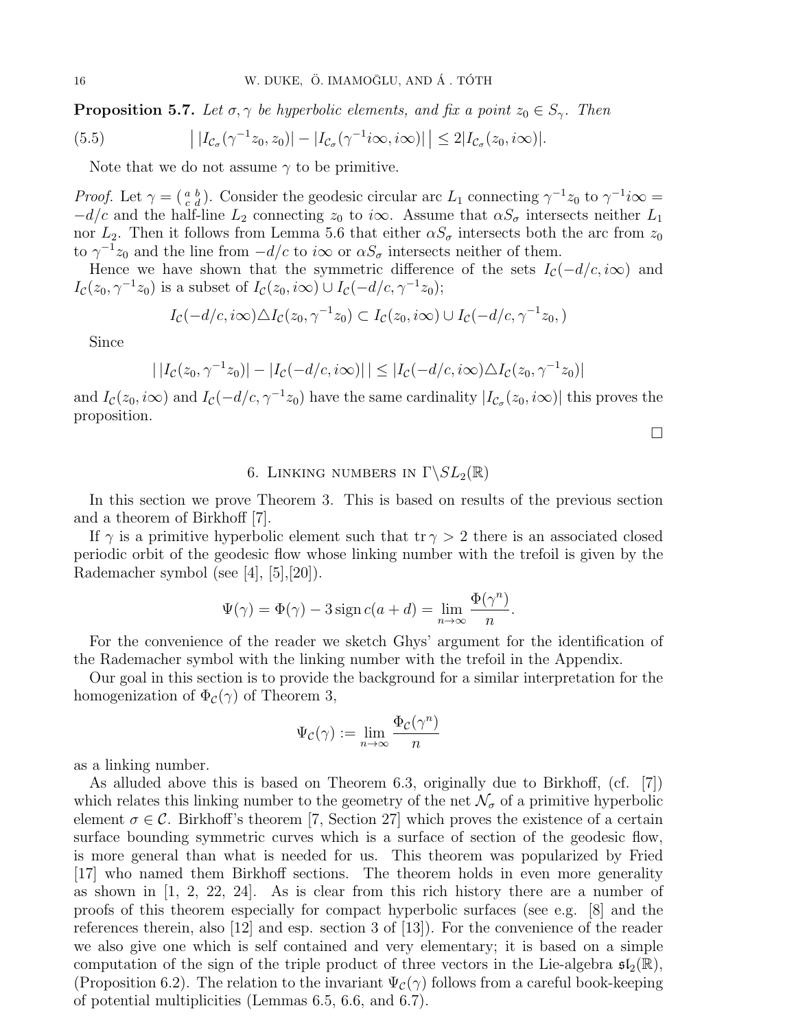**Proposition 5.7.** *Let $\sigma, \gamma$ be hyperbolic elements, and fix a point $z_0 \in S_\gamma$. Then*

$$\big|\, |I_{\mathcal{C}_\sigma}(\gamma^{-1}z_0, z_0)| - |I_{\mathcal{C}_\sigma}(\gamma^{-1}i\infty, i\infty)| \,\big| \leq 2|I_{\mathcal{C}_\sigma}(z_0, i\infty)|. \tag{5.5}$$

Note that we do not assume $\gamma$ to be primitive.

*Proof.* Let $\gamma = \left(\begin{smallmatrix} a & b \\ c & d \end{smallmatrix}\right)$. Consider the geodesic circular arc $L_1$ connecting $\gamma^{-1}z_0$ to $\gamma^{-1}i\infty = -d/c$ and the half-line $L_2$ connecting $z_0$ to $i\infty$. Assume that $\alpha S_\sigma$ intersects neither $L_1$ nor $L_2$. Then it follows from Lemma 5.6 that either $\alpha S_\sigma$ intersects both the arc from $z_0$ to $\gamma^{-1}z_0$ and the line from $-d/c$ to $i\infty$ or $\alpha S_\sigma$ intersects neither of them.

Hence we have shown that the symmetric difference of the sets $I_{\mathcal{C}}(-d/c, i\infty)$ and $I_{\mathcal{C}}(z_0, \gamma^{-1}z_0)$ is a subset of $I_{\mathcal{C}}(z_0, i\infty) \cup I_{\mathcal{C}}(-d/c, \gamma^{-1}z_0)$;

$$I_{\mathcal{C}}(-d/c, i\infty) \triangle I_{\mathcal{C}}(z_0, \gamma^{-1}z_0) \subset I_{\mathcal{C}}(z_0, i\infty) \cup I_{\mathcal{C}}(-d/c, \gamma^{-1}z_0, )$$

Since

$$\big|\, |I_{\mathcal{C}}(z_0, \gamma^{-1}z_0)| - |I_{\mathcal{C}}(-d/c, i\infty)| \,\big| \leq |I_{\mathcal{C}}(-d/c, i\infty) \triangle I_{\mathcal{C}}(z_0, \gamma^{-1}z_0)|$$

and $I_{\mathcal{C}}(z_0, i\infty)$ and $I_{\mathcal{C}}(-d/c, \gamma^{-1}z_0)$ have the same cardinality $|I_{\mathcal{C}_\sigma}(z_0, i\infty)|$ this proves the proposition.

□

## 6. Linking numbers in $\Gamma \backslash SL_2(\mathbb{R})$

In this section we prove Theorem 3. This is based on results of the previous section and a theorem of Birkhoff [7].

If $\gamma$ is a primitive hyperbolic element such that $\operatorname{tr}\gamma > 2$ there is an associated closed periodic orbit of the geodesic flow whose linking number with the trefoil is given by the Rademacher symbol (see [4], [5],[20]).

$$\Psi(\gamma) = \Phi(\gamma) - 3 \operatorname{sign} c(a+d) = \lim_{n \to \infty} \frac{\Phi(\gamma^n)}{n}.$$

For the convenience of the reader we sketch Ghys' argument for the identification of the Rademacher symbol with the linking number with the trefoil in the Appendix.

Our goal in this section is to provide the background for a similar interpretation for the homogenization of $\Phi_{\mathcal{C}}(\gamma)$ of Theorem 3,

$$\Psi_{\mathcal{C}}(\gamma) := \lim_{n \to \infty} \frac{\Phi_{\mathcal{C}}(\gamma^n)}{n}$$

as a linking number.

As alluded above this is based on Theorem 6.3, originally due to Birkhoff, (cf. [7]) which relates this linking number to the geometry of the net $\mathcal{N}_\sigma$ of a primitive hyperbolic element $\sigma \in \mathcal{C}$. Birkhoff's theorem [7, Section 27] which proves the existence of a certain surface bounding symmetric curves which is a surface of section of the geodesic flow, is more general than what is needed for us. This theorem was popularized by Fried [17] who named them Birkhoff sections. The theorem holds in even more generality as shown in [1, 2, 22, 24]. As is clear from this rich history there are a number of proofs of this theorem especially for compact hyperbolic surfaces (see e.g. [8] and the references therein, also [12] and esp. section 3 of [13]). For the convenience of the reader we also give one which is self contained and very elementary; it is based on a simple computation of the sign of the triple product of three vectors in the Lie-algebra $\mathfrak{sl}_2(\mathbb{R})$, (Proposition 6.2). The relation to the invariant $\Psi_{\mathcal{C}}(\gamma)$ follows from a careful book-keeping of potential multiplicities (Lemmas 6.5, 6.6, and 6.7).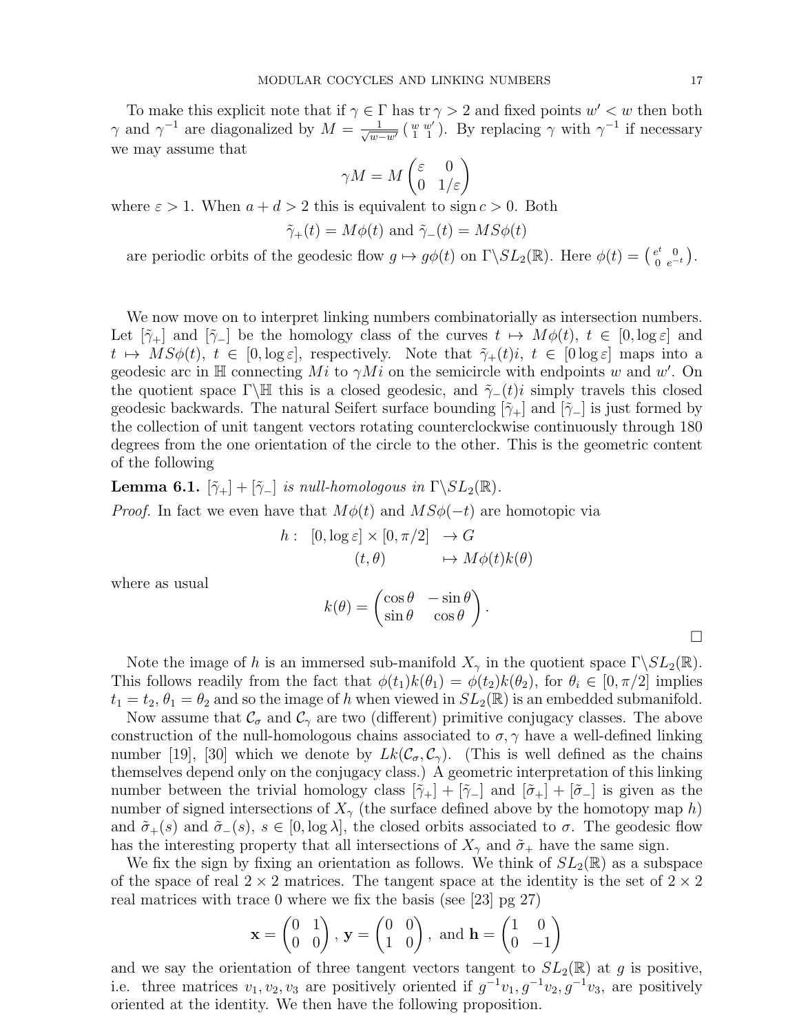To make this explicit note that if $\gamma \in \Gamma$ has $\operatorname{tr}\gamma > 2$ and fixed points $w' < w$ then both $\gamma$ and $\gamma^{-1}$ are diagonalized by $M = \frac{1}{\sqrt{w-w'}}\left(\begin{smallmatrix} w & w' \\ 1 & 1 \end{smallmatrix}\right)$. By replacing $\gamma$ with $\gamma^{-1}$ if necessary we may assume that

$$\gamma M = M \begin{pmatrix} \varepsilon & 0 \\ 0 & 1/\varepsilon \end{pmatrix}$$

where $\varepsilon > 1$. When $a + d > 2$ this is equivalent to $\operatorname{sign} c > 0$. Both

$$\tilde{\gamma}_+(t) = M\phi(t) \text{ and } \tilde{\gamma}_-(t) = MS\phi(t)$$

are periodic orbits of the geodesic flow $g \mapsto g\phi(t)$ on $\Gamma\backslash SL_2(\mathbb{R})$. Here $\phi(t) = \left(\begin{smallmatrix} e^t & 0 \\ 0 & e^{-t} \end{smallmatrix}\right)$.

We now move on to interpret linking numbers combinatorially as intersection numbers. Let $[\tilde{\gamma}_+]$ and $[\tilde{\gamma}_-]$ be the homology class of the curves $t \mapsto M\phi(t)$, $t \in [0, \log\varepsilon]$ and $t \mapsto MS\phi(t)$, $t \in [0, \log\varepsilon]$, respectively. Note that $\tilde{\gamma}_+(t)i$, $t \in [0 \log\varepsilon]$ maps into a geodesic arc in $\mathbb{H}$ connecting $Mi$ to $\gamma Mi$ on the semicircle with endpoints $w$ and $w'$. On the quotient space $\Gamma\backslash\mathbb{H}$ this is a closed geodesic, and $\tilde{\gamma}_-(t)i$ simply travels this closed geodesic backwards. The natural Seifert surface bounding $[\tilde{\gamma}_+]$ and $[\tilde{\gamma}_-]$ is just formed by the collection of unit tangent vectors rotating counterclockwise continuously through 180 degrees from the one orientation of the circle to the other. This is the geometric content of the following

**Lemma 6.1.** *$[\tilde{\gamma}_+] + [\tilde{\gamma}_-]$ is null-homologous in $\Gamma\backslash SL_2(\mathbb{R})$.*

*Proof.* In fact we even have that $M\phi(t)$ and $MS\phi(-t)$ are homotopic via

$$\begin{aligned} h: \quad [0, \log\varepsilon] \times [0, \pi/2] &\to G \\ (t, \theta) &\mapsto M\phi(t)k(\theta) \end{aligned}$$

where as usual

$$k(\theta) = \begin{pmatrix} \cos\theta & -\sin\theta \\ \sin\theta & \cos\theta \end{pmatrix}.$$

□

Note the image of $h$ is an immersed sub-manifold $X_\gamma$ in the quotient space $\Gamma\backslash SL_2(\mathbb{R})$. This follows readily from the fact that $\phi(t_1)k(\theta_1) = \phi(t_2)k(\theta_2)$, for $\theta_i \in [0, \pi/2]$ implies $t_1 = t_2$, $\theta_1 = \theta_2$ and so the image of $h$ when viewed in $SL_2(\mathbb{R})$ is an embedded submanifold.

Now assume that $\mathcal{C}_\sigma$ and $\mathcal{C}_\gamma$ are two (different) primitive conjugacy classes. The above construction of the null-homologous chains associated to $\sigma, \gamma$ have a well-defined linking number [19], [30] which we denote by $Lk(\mathcal{C}_\sigma, \mathcal{C}_\gamma)$. (This is well defined as the chains themselves depend only on the conjugacy class.) A geometric interpretation of this linking number between the trivial homology class $[\tilde{\gamma}_+] + [\tilde{\gamma}_-]$ and $[\tilde{\sigma}_+] + [\tilde{\sigma}_-]$ is given as the number of signed intersections of $X_\gamma$ (the surface defined above by the homotopy map $h$) and $\tilde{\sigma}_+(s)$ and $\tilde{\sigma}_-(s)$, $s \in [0, \log\lambda]$, the closed orbits associated to $\sigma$. The geodesic flow has the interesting property that all intersections of $X_\gamma$ and $\tilde{\sigma}_+$ have the same sign.

We fix the sign by fixing an orientation as follows. We think of $SL_2(\mathbb{R})$ as a subspace of the space of real $2 \times 2$ matrices. The tangent space at the identity is the set of $2 \times 2$ real matrices with trace 0 where we fix the basis (see [23] pg 27)

$$\mathbf{x} = \begin{pmatrix} 0 & 1 \\ 0 & 0 \end{pmatrix}, \mathbf{y} = \begin{pmatrix} 0 & 0 \\ 1 & 0 \end{pmatrix}, \text{ and } \mathbf{h} = \begin{pmatrix} 1 & 0 \\ 0 & -1 \end{pmatrix}$$

and we say the orientation of three tangent vectors tangent to $SL_2(\mathbb{R})$ at $g$ is positive, i.e. three matrices $v_1, v_2, v_3$ are positively oriented if $g^{-1}v_1, g^{-1}v_2, g^{-1}v_3$, are positively oriented at the identity. We then have the following proposition.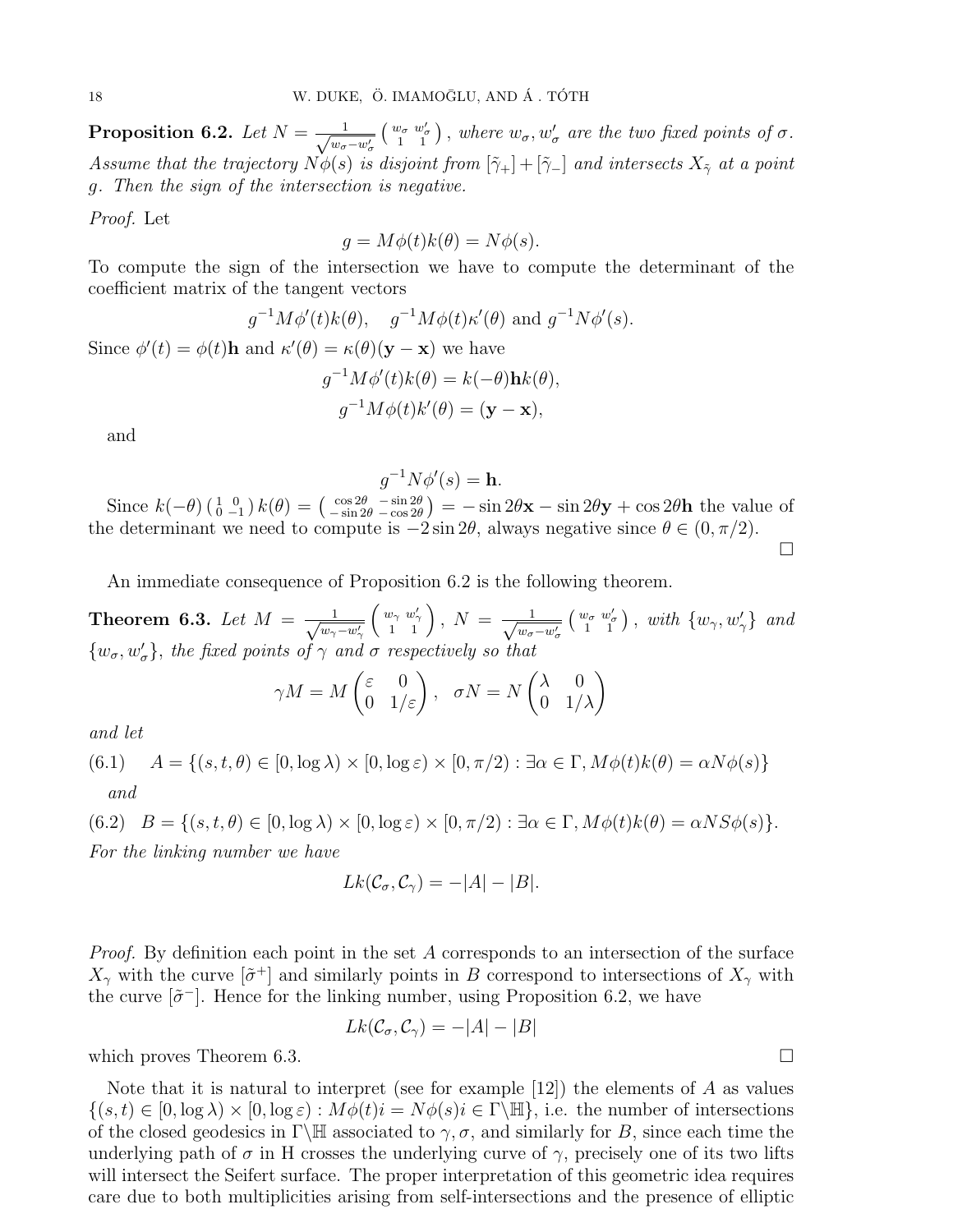**Proposition 6.2.** *Let $N = \frac{1}{\sqrt{w_\sigma - w'_\sigma}} \begin{pmatrix} w_\sigma & w'_\sigma \\ 1 & 1 \end{pmatrix}$, where $w_\sigma, w'_\sigma$ are the two fixed points of $\sigma$. Assume that the trajectory $N\phi(s)$ is disjoint from $[\tilde{\gamma}_+] + [\tilde{\gamma}_-]$ and intersects $X_{\tilde{\gamma}}$ at a point $g$. Then the sign of the intersection is negative.*

*Proof.* Let

$$g = M\phi(t)k(\theta) = N\phi(s).$$

To compute the sign of the intersection we have to compute the determinant of the coefficient matrix of the tangent vectors

$$g^{-1}M\phi'(t)k(\theta), \quad g^{-1}M\phi(t)\kappa'(\theta) \text{ and } g^{-1}N\phi'(s).$$

Since $\phi'(t) = \phi(t)\mathbf{h}$ and $\kappa'(\theta) = \kappa(\theta)(\mathbf{y} - \mathbf{x})$ we have

$$g^{-1}M\phi'(t)k(\theta) = k(-\theta)\mathbf{h}k(\theta),$$

$$g^{-1}M\phi(t)k'(\theta) = (\mathbf{y} - \mathbf{x}),$$

and

$$g^{-1}N\phi'(s) = \mathbf{h}.$$

Since $k(-\theta)\begin{pmatrix} 1 & 0 \\ 0 & -1 \end{pmatrix}k(\theta) = \begin{pmatrix} \cos 2\theta & -\sin 2\theta \\ -\sin 2\theta & -\cos 2\theta \end{pmatrix} = -\sin 2\theta \mathbf{x} - \sin 2\theta \mathbf{y} + \cos 2\theta \mathbf{h}$ the value of the determinant we need to compute is $-2\sin 2\theta$, always negative since $\theta \in (0, \pi/2)$. □

An immediate consequence of Proposition 6.2 is the following theorem.

**Theorem 6.3.** *Let $M = \frac{1}{\sqrt{w_\gamma - w'_\gamma}} \begin{pmatrix} w_\gamma & w'_\gamma \\ 1 & 1 \end{pmatrix}$, $N = \frac{1}{\sqrt{w_\sigma - w'_\sigma}} \begin{pmatrix} w_\sigma & w'_\sigma \\ 1 & 1 \end{pmatrix}$, with $\{w_\gamma, w'_\gamma\}$ and $\{w_\sigma, w'_\sigma\}$, the fixed points of $\gamma$ and $\sigma$ respectively so that*

$$\gamma M = M \begin{pmatrix} \varepsilon & 0 \\ 0 & 1/\varepsilon \end{pmatrix}, \quad \sigma N = N \begin{pmatrix} \lambda & 0 \\ 0 & 1/\lambda \end{pmatrix}$$

*and let*

$$A = \{(s, t, \theta) \in [0, \log \lambda) \times [0, \log \varepsilon) \times [0, \pi/2) : \exists \alpha \in \Gamma, M\phi(t)k(\theta) = \alpha N\phi(s)\} \tag{6.1}$$

*and*

$$B = \{(s, t, \theta) \in [0, \log \lambda) \times [0, \log \varepsilon) \times [0, \pi/2) : \exists \alpha \in \Gamma, M\phi(t)k(\theta) = \alpha NS\phi(s)\}. \tag{6.2}$$

*For the linking number we have*

$$Lk(\mathcal{C}_\sigma, \mathcal{C}_\gamma) = -|A| - |B|.$$

*Proof.* By definition each point in the set $A$ corresponds to an intersection of the surface $X_\gamma$ with the curve $[\tilde{\sigma}^+]$ and similarly points in $B$ correspond to intersections of $X_\gamma$ with the curve $[\tilde{\sigma}^-]$. Hence for the linking number, using Proposition 6.2, we have

$$Lk(\mathcal{C}_\sigma, \mathcal{C}_\gamma) = -|A| - |B|$$

which proves Theorem 6.3. □

Note that it is natural to interpret (see for example [12]) the elements of $A$ as values $\{(s, t) \in [0, \log \lambda) \times [0, \log \varepsilon) : M\phi(t)i = N\phi(s)i \in \Gamma\backslash\mathbb{H}\}$, i.e. the number of intersections of the closed geodesics in $\Gamma\backslash\mathbb{H}$ associated to $\gamma, \sigma$, and similarly for $B$, since each time the underlying path of $\sigma$ in H crosses the underlying curve of $\gamma$, precisely one of its two lifts will intersect the Seifert surface. The proper interpretation of this geometric idea requires care due to both multiplicities arising from self-intersections and the presence of elliptic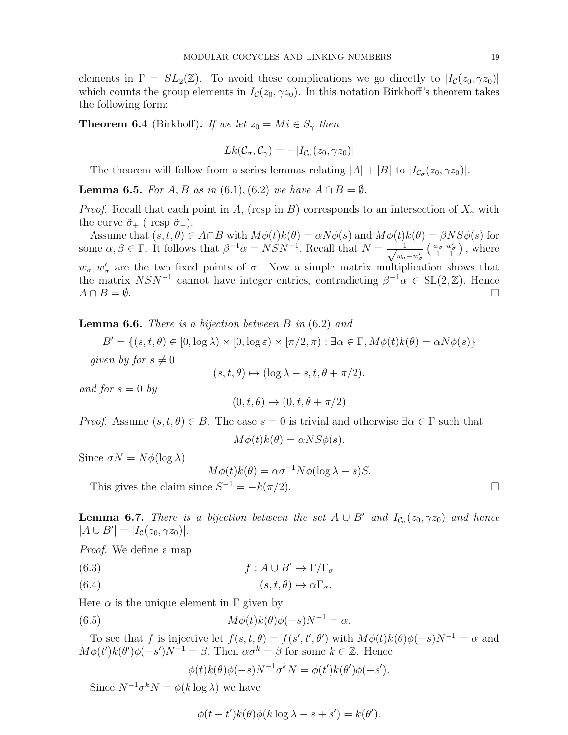elements in $\Gamma = SL_2(\mathbb{Z})$. To avoid these complications we go directly to $|I_{\mathcal{C}}(z_0, \gamma z_0)|$ which counts the group elements in $I_{\mathcal{C}}(z_0, \gamma z_0)$. In this notation Birkhoff's theorem takes the following form:

**Theorem 6.4** (Birkhoff)**.** *If we let $z_0 = Mi \in S_\gamma$ then*

$$Lk(\mathcal{C}_\sigma, \mathcal{C}_\gamma) = -|I_{\mathcal{C}_\sigma}(z_0, \gamma z_0)|$$

The theorem will follow from a series lemmas relating $|A| + |B|$ to $|I_{\mathcal{C}_\sigma}(z_0, \gamma z_0)|$.

**Lemma 6.5.** *For $A, B$ as in (6.1), (6.2) we have $A \cap B = \emptyset$.*

*Proof.* Recall that each point in $A$, (resp in $B$) corresponds to an intersection of $X_\gamma$ with the curve $\tilde{\sigma}_+$ ( resp $\tilde{\sigma}_-$).

Assume that $(s, t, \theta) \in A \cap B$ with $M\phi(t)k(\theta) = \alpha N\phi(s)$ and $M\phi(t)k(\theta) = \beta NS\phi(s)$ for some $\alpha, \beta \in \Gamma$. It follows that $\beta^{-1}\alpha = NSN^{-1}$. Recall that $N = \frac{1}{\sqrt{w_\sigma - w'_\sigma}}\begin{pmatrix} w_\sigma & w'_\sigma \\ 1 & 1 \end{pmatrix}$, where $w_\sigma, w'_\sigma$ are the two fixed points of $\sigma$. Now a simple matrix multiplication shows that the matrix $NSN^{-1}$ cannot have integer entries, contradicting $\beta^{-1}\alpha \in \mathrm{SL}(2, \mathbb{Z})$. Hence $A \cap B = \emptyset$. □

**Lemma 6.6.** *There is a bijection between $B$ in (6.2) and*

$$B' = \{(s, t, \theta) \in [0, \log \lambda) \times [0, \log \varepsilon) \times [\pi/2, \pi) : \exists \alpha \in \Gamma, M\phi(t)k(\theta) = \alpha N\phi(s)\}$$

*given by for $s \neq 0$*

$$(s, t, \theta) \mapsto (\log \lambda - s, t, \theta + \pi/2).$$

*and for $s = 0$ by*

$$(0, t, \theta) \mapsto (0, t, \theta + \pi/2)$$

*Proof.* Assume $(s, t, \theta) \in B$. The case $s = 0$ is trivial and otherwise $\exists \alpha \in \Gamma$ such that

$$M\phi(t)k(\theta) = \alpha NS\phi(s).$$

Since $\sigma N = N\phi(\log \lambda)$

$$M\phi(t)k(\theta) = \alpha\sigma^{-1}N\phi(\log \lambda - s)S.$$

This gives the claim since $S^{-1} = -k(\pi/2)$. □

**Lemma 6.7.** *There is a bijection between the set $A \cup B'$ and $I_{\mathcal{C}_\sigma}(z_0, \gamma z_0)$ and hence $|A \cup B'| = |I_{\mathcal{C}}(z_0, \gamma z_0)|$.*

*Proof.* We define a map

$$f : A \cup B' \to \Gamma/\Gamma_\sigma \tag{6.3}$$

$$(s, t, \theta) \mapsto \alpha\Gamma_\sigma. \tag{6.4}$$

Here $\alpha$ is the unique element in $\Gamma$ given by

$$M\phi(t)k(\theta)\phi(-s)N^{-1} = \alpha. \tag{6.5}$$

To see that $f$ is injective let $f(s, t, \theta) = f(s', t', \theta')$ with $M\phi(t)k(\theta)\phi(-s)N^{-1} = \alpha$ and $M\phi(t')k(\theta')\phi(-s')N^{-1} = \beta$. Then $\alpha\sigma^k = \beta$ for some $k \in \mathbb{Z}$. Hence

$$\phi(t)k(\theta)\phi(-s)N^{-1}\sigma^k N = \phi(t')k(\theta')\phi(-s').$$

Since $N^{-1}\sigma^k N = \phi(k \log \lambda)$ we have

$$\phi(t - t')k(\theta)\phi(k \log \lambda - s + s') = k(\theta').$$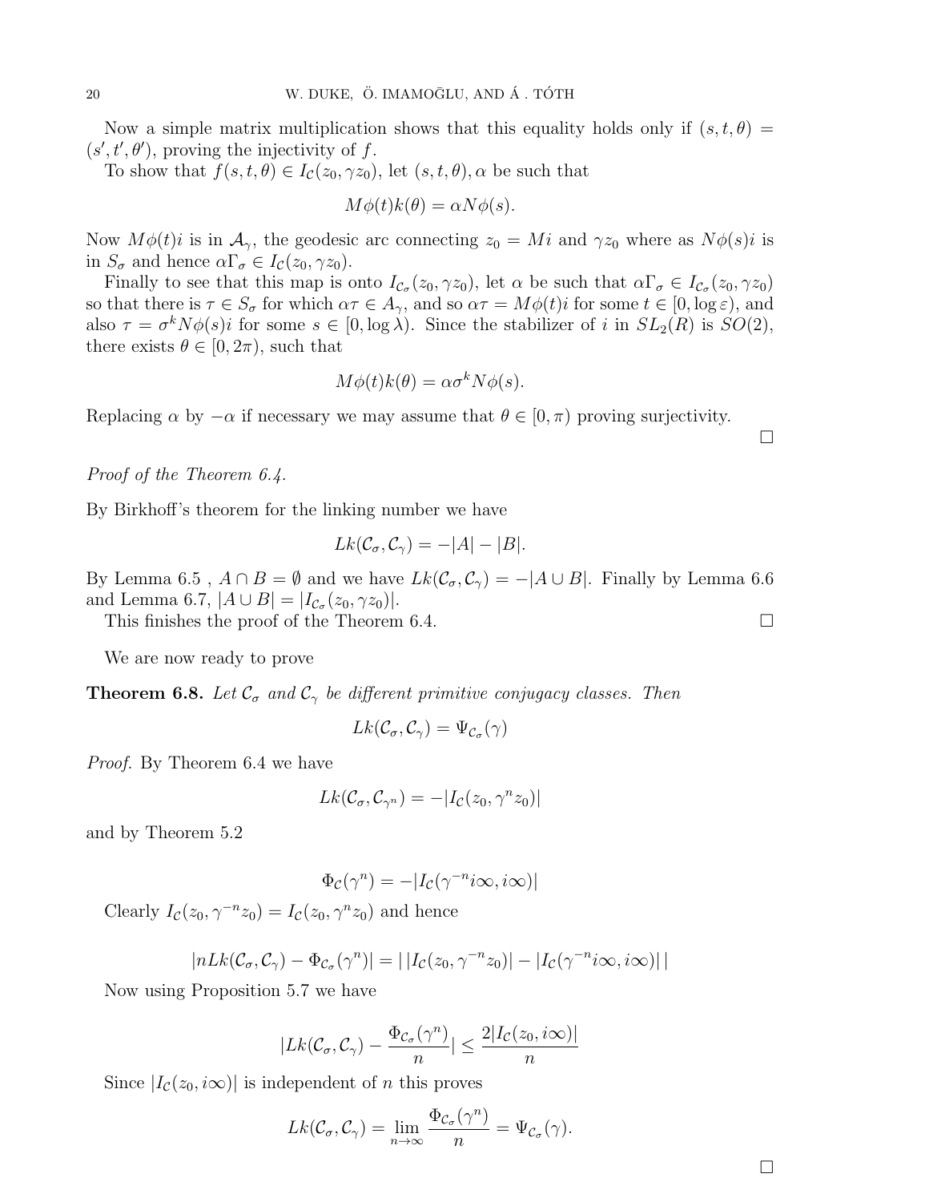Now a simple matrix multiplication shows that this equality holds only if $(s, t, \theta) = (s', t', \theta')$, proving the injectivity of $f$.

To show that $f(s, t, \theta) \in I_{\mathcal{C}}(z_0, \gamma z_0)$, let $(s, t, \theta), \alpha$ be such that

$$M\phi(t)k(\theta) = \alpha N\phi(s).$$

Now $M\phi(t)i$ is in $\mathcal{A}_\gamma$, the geodesic arc connecting $z_0 = Mi$ and $\gamma z_0$ where as $N\phi(s)i$ is in $S_\sigma$ and hence $\alpha\Gamma_\sigma \in I_{\mathcal{C}}(z_0, \gamma z_0)$.

Finally to see that this map is onto $I_{\mathcal{C}_\sigma}(z_0, \gamma z_0)$, let $\alpha$ be such that $\alpha\Gamma_\sigma \in I_{\mathcal{C}_\sigma}(z_0, \gamma z_0)$ so that there is $\tau \in S_\sigma$ for which $\alpha\tau \in A_\gamma$, and so $\alpha\tau = M\phi(t)i$ for some $t \in [0, \log\varepsilon)$, and also $\tau = \sigma^k N\phi(s)i$ for some $s \in [0, \log\lambda)$. Since the stabilizer of $i$ in $SL_2(R)$ is $SO(2)$, there exists $\theta \in [0, 2\pi)$, such that

$$M\phi(t)k(\theta) = \alpha\sigma^k N\phi(s).$$

Replacing $\alpha$ by $-\alpha$ if necessary we may assume that $\theta \in [0, \pi)$ proving surjectivity. □

*Proof of the Theorem 6.4.*

By Birkhoff's theorem for the linking number we have

$$Lk(\mathcal{C}_\sigma, \mathcal{C}_\gamma) = -|A| - |B|.$$

By Lemma 6.5 , $A \cap B = \emptyset$ and we have $Lk(\mathcal{C}_\sigma, \mathcal{C}_\gamma) = -|A \cup B|$. Finally by Lemma 6.6 and Lemma 6.7, $|A \cup B| = |I_{\mathcal{C}_\sigma}(z_0, \gamma z_0)|$.

This finishes the proof of the Theorem 6.4. □

We are now ready to prove

**Theorem 6.8.** *Let $\mathcal{C}_\sigma$ and $\mathcal{C}_\gamma$ be different primitive conjugacy classes. Then*

$$Lk(\mathcal{C}_\sigma, \mathcal{C}_\gamma) = \Psi_{\mathcal{C}_\sigma}(\gamma)$$

*Proof.* By Theorem 6.4 we have

$$Lk(\mathcal{C}_\sigma, \mathcal{C}_{\gamma^n}) = -|I_{\mathcal{C}}(z_0, \gamma^n z_0)|$$

and by Theorem 5.2

$$\Phi_{\mathcal{C}}(\gamma^n) = -|I_{\mathcal{C}}(\gamma^{-n} i\infty, i\infty)|$$

Clearly $I_{\mathcal{C}}(z_0, \gamma^{-n} z_0) = I_{\mathcal{C}}(z_0, \gamma^n z_0)$ and hence

$$|nLk(\mathcal{C}_\sigma, \mathcal{C}_\gamma) - \Phi_{\mathcal{C}_\sigma}(\gamma^n)| = |\,|I_{\mathcal{C}}(z_0, \gamma^{-n} z_0)| - |I_{\mathcal{C}}(\gamma^{-n} i\infty, i\infty)|\,|$$

Now using Proposition 5.7 we have

$$|Lk(\mathcal{C}_\sigma, \mathcal{C}_\gamma) - \frac{\Phi_{\mathcal{C}_\sigma}(\gamma^n)}{n}| \leq \frac{2|I_{\mathcal{C}}(z_0, i\infty)|}{n}$$

Since $|I_{\mathcal{C}}(z_0, i\infty)|$ is independent of $n$ this proves

$$Lk(\mathcal{C}_\sigma, \mathcal{C}_\gamma) = \lim_{n\to\infty} \frac{\Phi_{\mathcal{C}_\sigma}(\gamma^n)}{n} = \Psi_{\mathcal{C}_\sigma}(\gamma).$$

□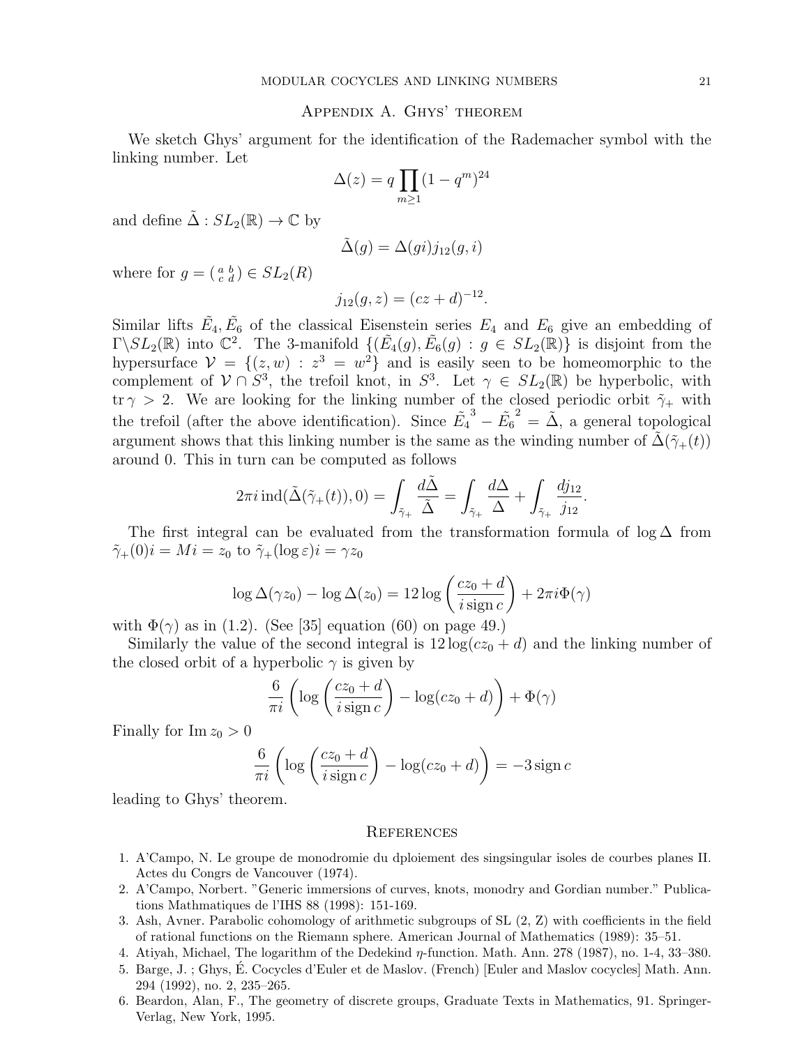## Appendix A. Ghys' theorem

We sketch Ghys' argument for the identification of the Rademacher symbol with the linking number. Let

$$\Delta(z) = q \prod_{m \geq 1} (1 - q^m)^{24}$$

and define $\tilde{\Delta} : SL_2(\mathbb{R}) \to \mathbb{C}$ by

$$\tilde{\Delta}(g) = \Delta(gi) j_{12}(g, i)$$

where for $g = \left( \begin{smallmatrix} a & b \\ c & d \end{smallmatrix} \right) \in SL_2(R)$

$$j_{12}(g, z) = (cz + d)^{-12}.$$

Similar lifts $\tilde{E}_4, \tilde{E}_6$ of the classical Eisenstein series $E_4$ and $E_6$ give an embedding of $\Gamma \backslash SL_2(\mathbb{R})$ into $\mathbb{C}^2$. The 3-manifold $\{(\tilde{E}_4(g), \tilde{E}_6(g) : g \in SL_2(\mathbb{R})\}$ is disjoint from the hypersurface $\mathcal{V} = \{(z, w) : z^3 = w^2\}$ and is easily seen to be homeomorphic to the complement of $\mathcal{V} \cap S^3$, the trefoil knot, in $S^3$. Let $\gamma \in SL_2(\mathbb{R})$ be hyperbolic, with $\operatorname{tr} \gamma > 2$. We are looking for the linking number of the closed periodic orbit $\tilde{\gamma}_+$ with the trefoil (after the above identification). Since $\tilde{E}_4^{\,3} - \tilde{E}_6^{\,2} = \tilde{\Delta}$, a general topological argument shows that this linking number is the same as the winding number of $\tilde{\Delta}(\tilde{\gamma}_+(t))$ around 0. This in turn can be computed as follows

$$2\pi i \operatorname{ind}(\tilde{\Delta}(\tilde{\gamma}_+(t)), 0) = \int_{\tilde{\gamma}_+} \frac{d\tilde{\Delta}}{\tilde{\Delta}} = \int_{\tilde{\gamma}_+} \frac{d\Delta}{\Delta} + \int_{\tilde{\gamma}_+} \frac{dj_{12}}{j_{12}}.$$

The first integral can be evaluated from the transformation formula of $\log \Delta$ from $\tilde{\gamma}_+(0)i = Mi = z_0$ to $\tilde{\gamma}_+(\log \varepsilon)i = \gamma z_0$

$$\log \Delta(\gamma z_0) - \log \Delta(z_0) = 12 \log \left( \frac{cz_0 + d}{i \operatorname{sign} c} \right) + 2\pi i \Phi(\gamma)$$

with $\Phi(\gamma)$ as in (1.2). (See [35] equation (60) on page 49.)

Similarly the value of the second integral is $12 \log(cz_0 + d)$ and the linking number of the closed orbit of a hyperbolic $\gamma$ is given by

$$\frac{6}{\pi i} \left( \log \left( \frac{cz_0 + d}{i \operatorname{sign} c} \right) - \log(cz_0 + d) \right) + \Phi(\gamma)$$

Finally for $\operatorname{Im} z_0 > 0$

$$\frac{6}{\pi i} \left( \log \left( \frac{cz_0 + d}{i \operatorname{sign} c} \right) - \log(cz_0 + d) \right) = -3 \operatorname{sign} c$$

leading to Ghys' theorem.

## References

1. A'Campo, N. Le groupe de monodromie du dploiement des singsingular isoles de courbes planes II. Actes du Congrs de Vancouver (1974).
2. A'Campo, Norbert. "Generic immersions of curves, knots, monodry and Gordian number." Publications Mathmatiques de l'IHS 88 (1998): 151-169.
3. Ash, Avner. Parabolic cohomology of arithmetic subgroups of SL (2, Z) with coefficients in the field of rational functions on the Riemann sphere. American Journal of Mathematics (1989): 35–51.
4. Atiyah, Michael, The logarithm of the Dedekind $\eta$-function. Math. Ann. 278 (1987), no. 1-4, 33–380.
5. Barge, J. ; Ghys, É. Cocycles d'Euler et de Maslov. (French) [Euler and Maslov cocycles] Math. Ann. 294 (1992), no. 2, 235–265.
6. Beardon, Alan, F., The geometry of discrete groups, Graduate Texts in Mathematics, 91. Springer-Verlag, New York, 1995.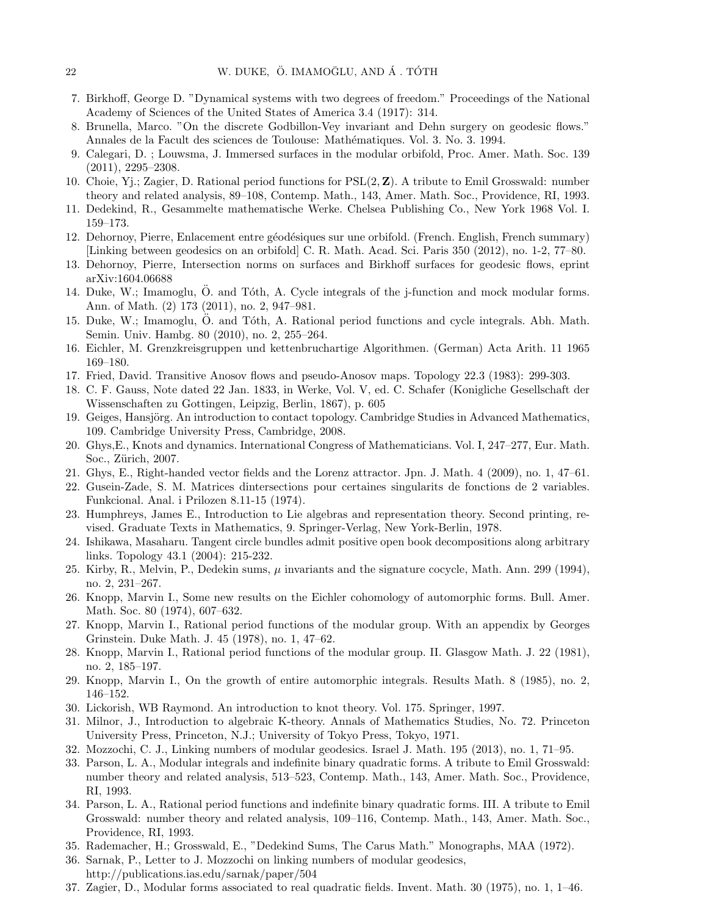7. Birkhoff, George D. "Dynamical systems with two degrees of freedom." Proceedings of the National Academy of Sciences of the United States of America 3.4 (1917): 314.
8. Brunella, Marco. "On the discrete Godbillon-Vey invariant and Dehn surgery on geodesic flows." Annales de la Facult des sciences de Toulouse: Mathématiques. Vol. 3. No. 3. 1994.
9. Calegari, D. ; Louwsma, J. Immersed surfaces in the modular orbifold, Proc. Amer. Math. Soc. 139 (2011), 2295–2308.
10. Choie, Yj.; Zagier, D. Rational period functions for PSL(2, **Z**). A tribute to Emil Grosswald: number theory and related analysis, 89–108, Contemp. Math., 143, Amer. Math. Soc., Providence, RI, 1993.
11. Dedekind, R., Gesammelte mathematische Werke. Chelsea Publishing Co., New York 1968 Vol. I. 159–173.
12. Dehornoy, Pierre, Enlacement entre géodésiques sur une orbifold. (French. English, French summary) [Linking between geodesics on an orbifold] C. R. Math. Acad. Sci. Paris 350 (2012), no. 1-2, 77–80.
13. Dehornoy, Pierre, Intersection norms on surfaces and Birkhoff surfaces for geodesic flows, eprint arXiv:1604.06688
14. Duke, W.; Imamoglu, Ö. and Tóth, A. Cycle integrals of the j-function and mock modular forms. Ann. of Math. (2) 173 (2011), no. 2, 947–981.
15. Duke, W.; Imamoglu, Ö. and Tóth, A. Rational period functions and cycle integrals. Abh. Math. Semin. Univ. Hambg. 80 (2010), no. 2, 255–264.
16. Eichler, M. Grenzkreisgruppen und kettenbruchartige Algorithmen. (German) Acta Arith. 11 1965 169–180.
17. Fried, David. Transitive Anosov flows and pseudo-Anosov maps. Topology 22.3 (1983): 299-303.
18. C. F. Gauss, Note dated 22 Jan. 1833, in Werke, Vol. V, ed. C. Schafer (Konigliche Gesellschaft der Wissenschaften zu Gottingen, Leipzig, Berlin, 1867), p. 605
19. Geiges, Hansjörg. An introduction to contact topology. Cambridge Studies in Advanced Mathematics, 109. Cambridge University Press, Cambridge, 2008.
20. Ghys,E., Knots and dynamics. International Congress of Mathematicians. Vol. I, 247–277, Eur. Math. Soc., Zürich, 2007.
21. Ghys, E., Right-handed vector fields and the Lorenz attractor. Jpn. J. Math. 4 (2009), no. 1, 47–61.
22. Gusein-Zade, S. M. Matrices dintersections pour certaines singularits de fonctions de 2 variables. Funkcional. Anal. i Prilozen 8.11-15 (1974).
23. Humphreys, James E., Introduction to Lie algebras and representation theory. Second printing, revised. Graduate Texts in Mathematics, 9. Springer-Verlag, New York-Berlin, 1978.
24. Ishikawa, Masaharu. Tangent circle bundles admit positive open book decompositions along arbitrary links. Topology 43.1 (2004): 215-232.
25. Kirby, R., Melvin, P., Dedekin sums, $\mu$ invariants and the signature cocycle, Math. Ann. 299 (1994), no. 2, 231–267.
26. Knopp, Marvin I., Some new results on the Eichler cohomology of automorphic forms. Bull. Amer. Math. Soc. 80 (1974), 607–632.
27. Knopp, Marvin I., Rational period functions of the modular group. With an appendix by Georges Grinstein. Duke Math. J. 45 (1978), no. 1, 47–62.
28. Knopp, Marvin I., Rational period functions of the modular group. II. Glasgow Math. J. 22 (1981), no. 2, 185–197.
29. Knopp, Marvin I., On the growth of entire automorphic integrals. Results Math. 8 (1985), no. 2, 146–152.
30. Lickorish, WB Raymond. An introduction to knot theory. Vol. 175. Springer, 1997.
31. Milnor, J., Introduction to algebraic K-theory. Annals of Mathematics Studies, No. 72. Princeton University Press, Princeton, N.J.; University of Tokyo Press, Tokyo, 1971.
32. Mozzochi, C. J., Linking numbers of modular geodesics. Israel J. Math. 195 (2013), no. 1, 71–95.
33. Parson, L. A., Modular integrals and indefinite binary quadratic forms. A tribute to Emil Grosswald: number theory and related analysis, 513–523, Contemp. Math., 143, Amer. Math. Soc., Providence, RI, 1993.
34. Parson, L. A., Rational period functions and indefinite binary quadratic forms. III. A tribute to Emil Grosswald: number theory and related analysis, 109–116, Contemp. Math., 143, Amer. Math. Soc., Providence, RI, 1993.
35. Rademacher, H.; Grosswald, E., "Dedekind Sums, The Carus Math." Monographs, MAA (1972).
36. Sarnak, P., Letter to J. Mozzochi on linking numbers of modular geodesics, http://publications.ias.edu/sarnak/paper/504
37. Zagier, D., Modular forms associated to real quadratic fields. Invent. Math. 30 (1975), no. 1, 1–46.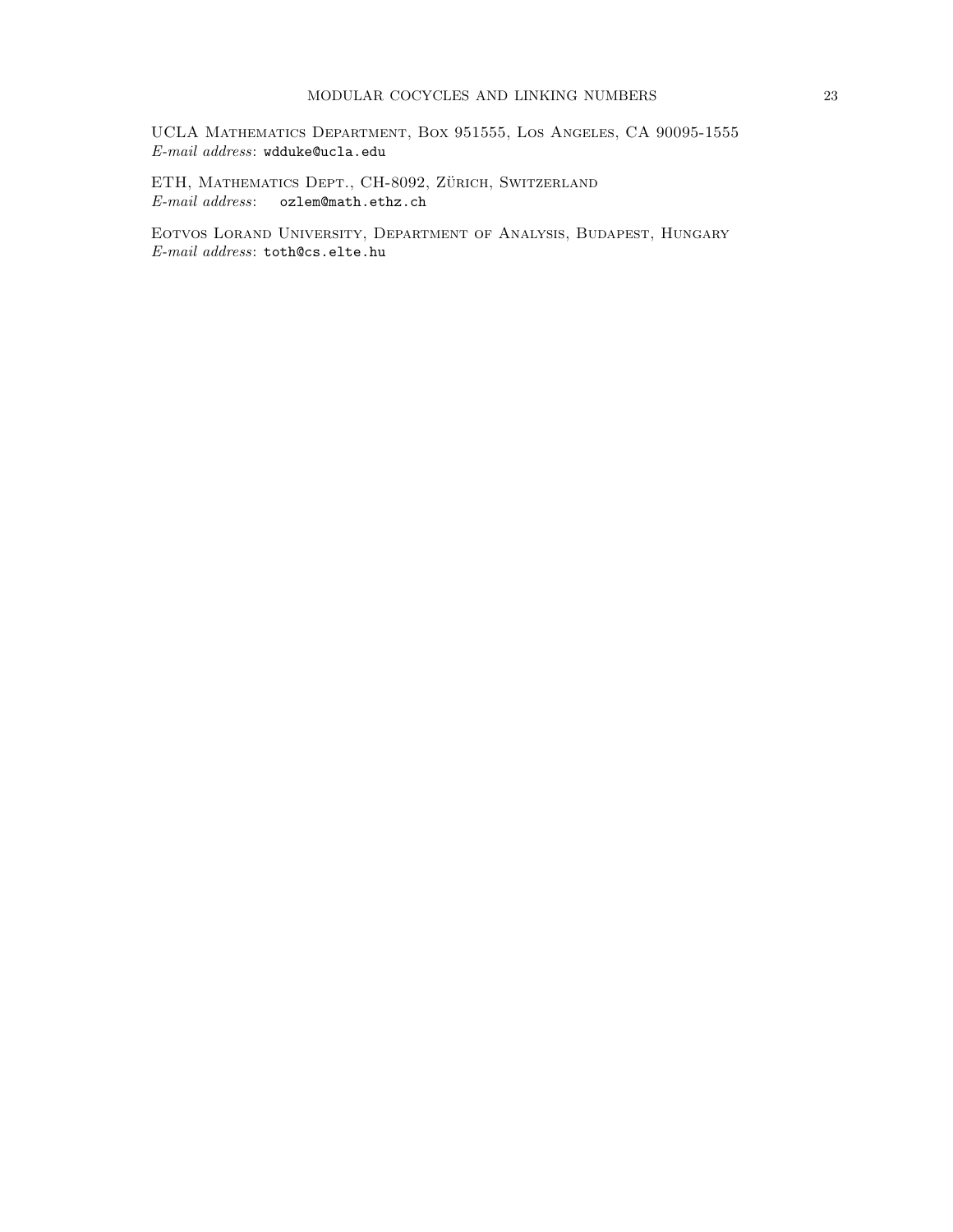UCLA Mathematics Department, Box 951555, Los Angeles, CA 90095-1555
*E-mail address*: wdduke@ucla.edu

ETH, Mathematics Dept., CH-8092, Zürich, Switzerland
*E-mail address*: ozlem@math.ethz.ch

Eotvos Lorand University, Department of Analysis, Budapest, Hungary
*E-mail address*: toth@cs.elte.hu